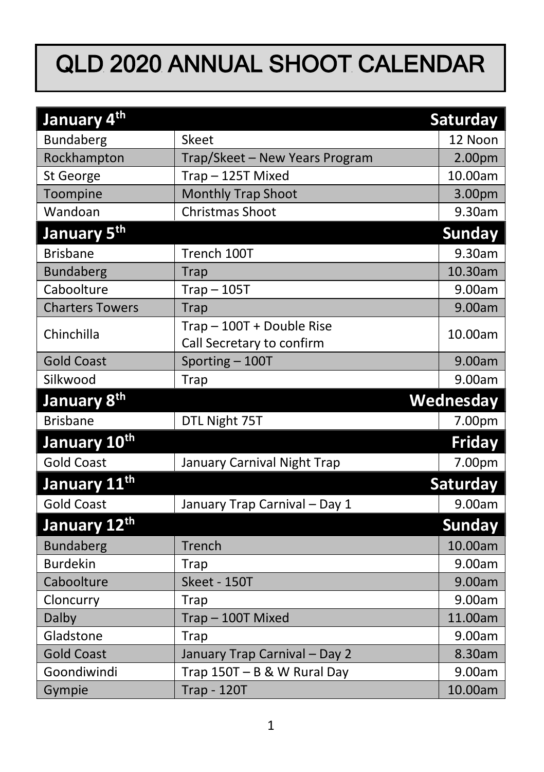# QLD 2020 ANNUAL SHOOT CALENDAR

| January 4th | | Saturday |
|---|---|---|
| Bundaberg | Skeet | 12 Noon |
| Rockhampton | Trap/Skeet – New Years Program | 2.00pm |
| St George | Trap – 125T Mixed | 10.00am |
| Toompine | Monthly Trap Shoot | 3.00pm |
| Wandoan | Christmas Shoot | 9.30am |
| **January 5th** | | **Sunday** |
| Brisbane | Trench 100T | 9.30am |
| Bundaberg | Trap | 10.30am |
| Caboolture | Trap – 105T | 9.00am |
| Charters Towers | Trap | 9.00am |
| Chinchilla | Trap – 100T + Double Rise Call Secretary to confirm | 10.00am |
| Gold Coast | Sporting – 100T | 9.00am |
| Silkwood | Trap | 9.00am |
| **January 8th** | | **Wednesday** |
| Brisbane | DTL Night 75T | 7.00pm |
| **January 10th** | | **Friday** |
| Gold Coast | January Carnival Night Trap | 7.00pm |
| **January 11th** | | **Saturday** |
| Gold Coast | January Trap Carnival – Day 1 | 9.00am |
| **January 12th** | | **Sunday** |
| Bundaberg | Trench | 10.00am |
| Burdekin | Trap | 9.00am |
| Caboolture | Skeet - 150T | 9.00am |
| Cloncurry | Trap | 9.00am |
| Dalby | Trap – 100T Mixed | 11.00am |
| Gladstone | Trap | 9.00am |
| Gold Coast | January Trap Carnival – Day 2 | 8.30am |
| Goondiwindi | Trap 150T – B & W Rural Day | 9.00am |
| Gympie | Trap - 120T | 10.00am |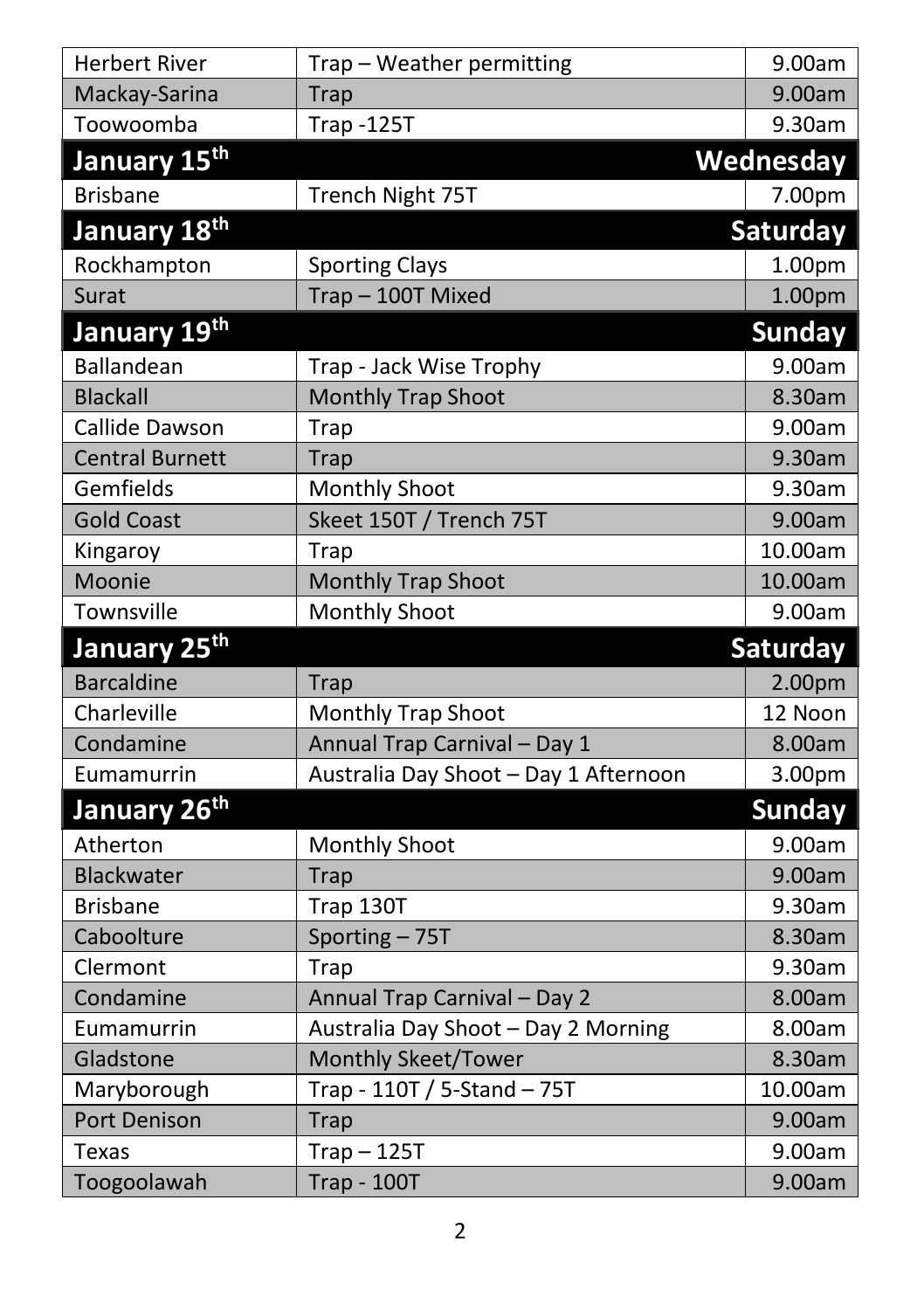| | | |
|---|---|---|
| Herbert River | Trap – Weather permitting | 9.00am |
| Mackay-Sarina | Trap | 9.00am |
| Toowoomba | Trap -125T | 9.30am |
| **January 15th** | | **Wednesday** |
| Brisbane | Trench Night 75T | 7.00pm |
| **January 18th** | | **Saturday** |
| Rockhampton | Sporting Clays | 1.00pm |
| Surat | Trap – 100T Mixed | 1.00pm |
| **January 19th** | | **Sunday** |
| Ballandean | Trap - Jack Wise Trophy | 9.00am |
| Blackall | Monthly Trap Shoot | 8.30am |
| Callide Dawson | Trap | 9.00am |
| Central Burnett | Trap | 9.30am |
| Gemfields | Monthly Shoot | 9.30am |
| Gold Coast | Skeet 150T / Trench 75T | 9.00am |
| Kingaroy | Trap | 10.00am |
| Moonie | Monthly Trap Shoot | 10.00am |
| Townsville | Monthly Shoot | 9.00am |
| **January 25th** | | **Saturday** |
| Barcaldine | Trap | 2.00pm |
| Charleville | Monthly Trap Shoot | 12 Noon |
| Condamine | Annual Trap Carnival – Day 1 | 8.00am |
| Eumamurrin | Australia Day Shoot – Day 1 Afternoon | 3.00pm |
| **January 26th** | | **Sunday** |
| Atherton | Monthly Shoot | 9.00am |
| Blackwater | Trap | 9.00am |
| Brisbane | Trap 130T | 9.30am |
| Caboolture | Sporting – 75T | 8.30am |
| Clermont | Trap | 9.30am |
| Condamine | Annual Trap Carnival – Day 2 | 8.00am |
| Eumamurrin | Australia Day Shoot – Day 2 Morning | 8.00am |
| Gladstone | Monthly Skeet/Tower | 8.30am |
| Maryborough | Trap - 110T / 5-Stand – 75T | 10.00am |
| Port Denison | Trap | 9.00am |
| Texas | Trap – 125T | 9.00am |
| Toogoolawah | Trap - 100T | 9.00am |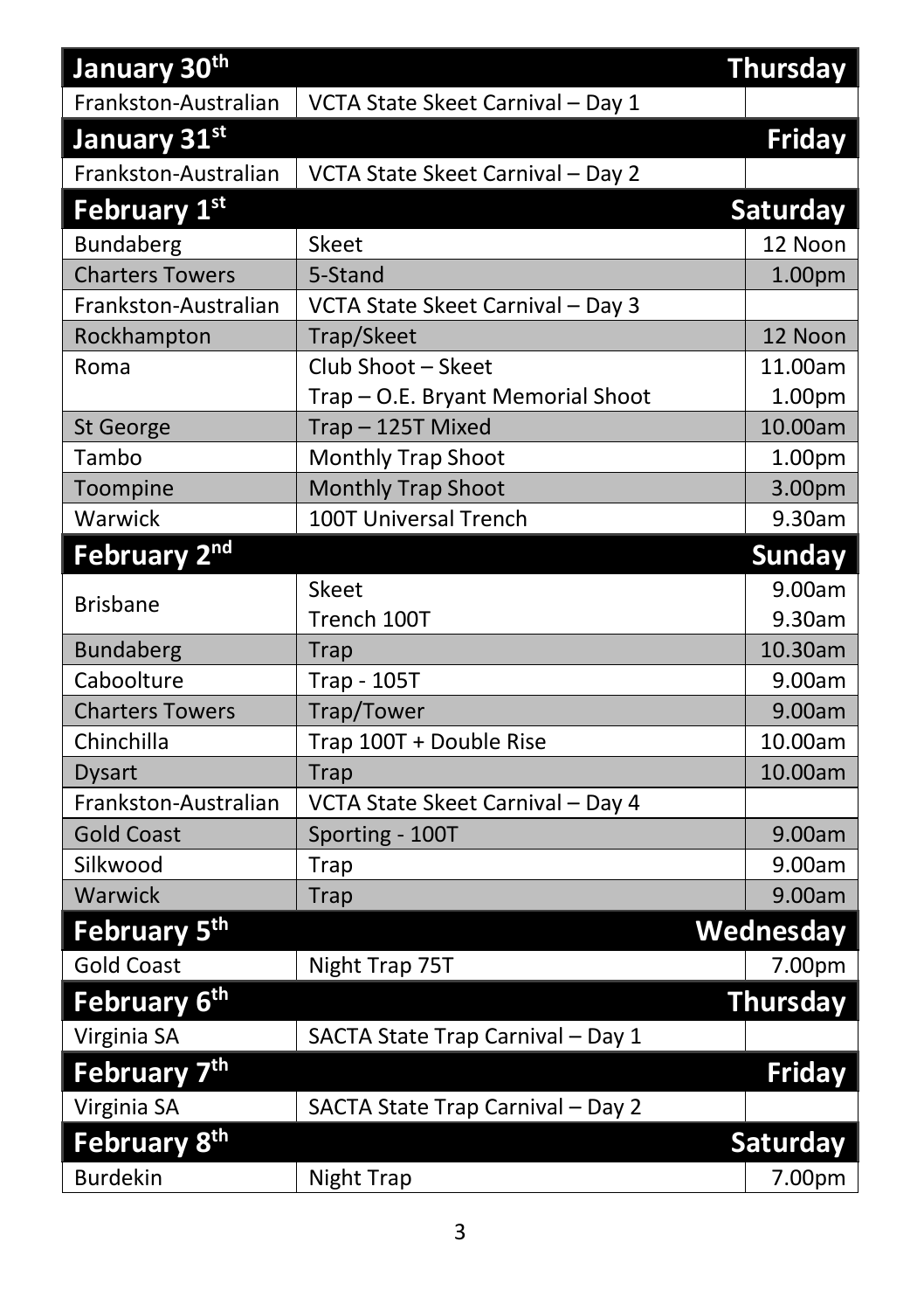| January 30th | | Thursday |
|---|---|---|
| Frankston-Australian | VCTA State Skeet Carnival – Day 1 | |
| **January 31st** | | **Friday** |
| Frankston-Australian | VCTA State Skeet Carnival – Day 2 | |
| **February 1st** | | **Saturday** |
| Bundaberg | Skeet | 12 Noon |
| Charters Towers | 5-Stand | 1.00pm |
| Frankston-Australian | VCTA State Skeet Carnival – Day 3 | |
| Rockhampton | Trap/Skeet | 12 Noon |
| Roma | Club Shoot – Skeet | 11.00am |
| | Trap – O.E. Bryant Memorial Shoot | 1.00pm |
| St George | Trap – 125T Mixed | 10.00am |
| Tambo | Monthly Trap Shoot | 1.00pm |
| Toompine | Monthly Trap Shoot | 3.00pm |
| Warwick | 100T Universal Trench | 9.30am |
| **February 2nd** | | **Sunday** |
| Brisbane | Skeet | 9.00am |
| | Trench 100T | 9.30am |
| Bundaberg | Trap | 10.30am |
| Caboolture | Trap - 105T | 9.00am |
| Charters Towers | Trap/Tower | 9.00am |
| Chinchilla | Trap 100T + Double Rise | 10.00am |
| Dysart | Trap | 10.00am |
| Frankston-Australian | VCTA State Skeet Carnival – Day 4 | |
| Gold Coast | Sporting - 100T | 9.00am |
| Silkwood | Trap | 9.00am |
| Warwick | Trap | 9.00am |
| **February 5th** | | **Wednesday** |
| Gold Coast | Night Trap 75T | 7.00pm |
| **February 6th** | | **Thursday** |
| Virginia SA | SACTA State Trap Carnival – Day 1 | |
| **February 7th** | | **Friday** |
| Virginia SA | SACTA State Trap Carnival – Day 2 | |
| **February 8th** | | **Saturday** |
| Burdekin | Night Trap | 7.00pm |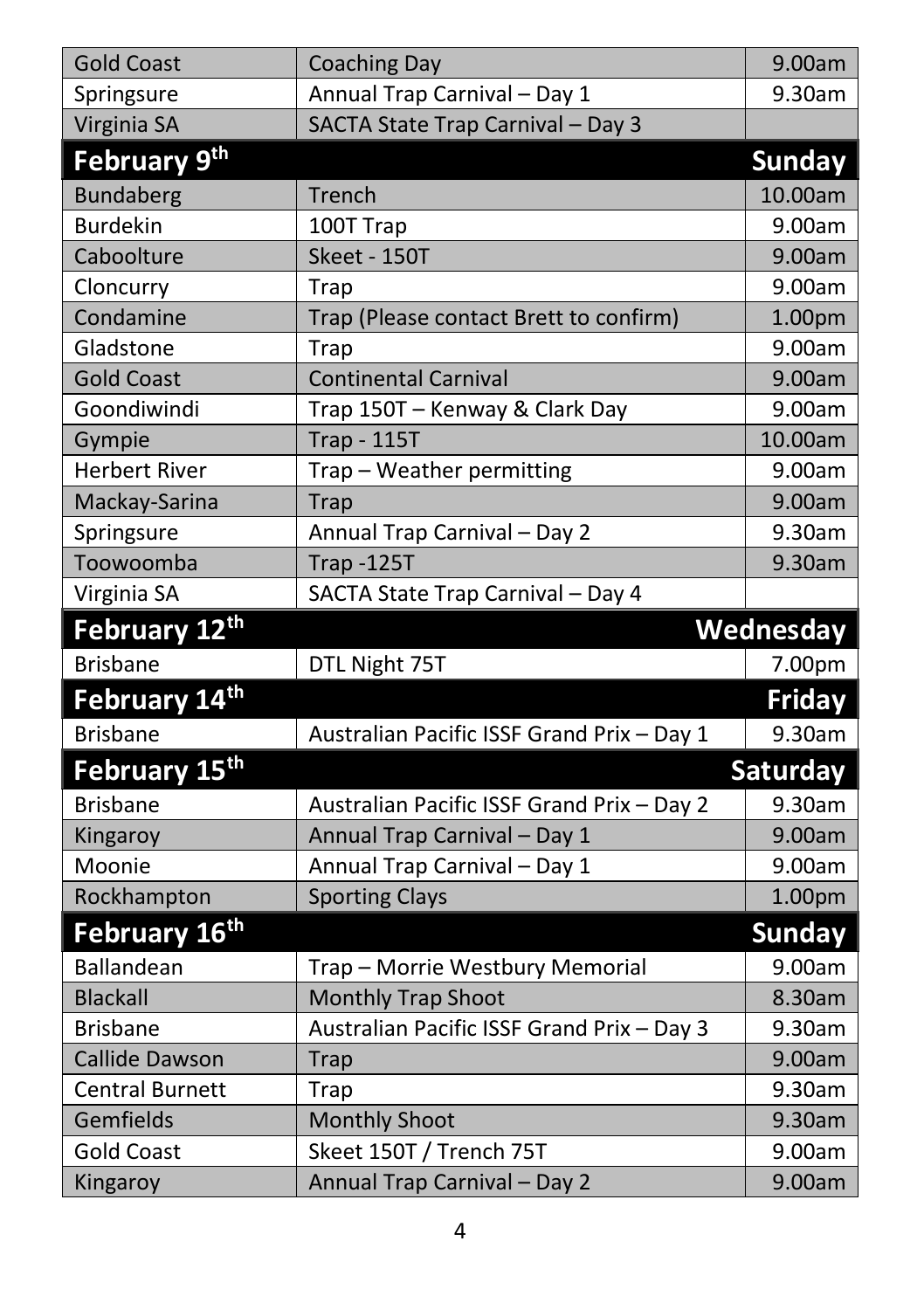| | | |
|---|---|---|
| Gold Coast | Coaching Day | 9.00am |
| Springsure | Annual Trap Carnival – Day 1 | 9.30am |
| Virginia SA | SACTA State Trap Carnival – Day 3 | |
| **February 9th** | | **Sunday** |
| Bundaberg | Trench | 10.00am |
| Burdekin | 100T Trap | 9.00am |
| Caboolture | Skeet - 150T | 9.00am |
| Cloncurry | Trap | 9.00am |
| Condamine | Trap (Please contact Brett to confirm) | 1.00pm |
| Gladstone | Trap | 9.00am |
| Gold Coast | Continental Carnival | 9.00am |
| Goondiwindi | Trap 150T – Kenway & Clark Day | 9.00am |
| Gympie | Trap - 115T | 10.00am |
| Herbert River | Trap – Weather permitting | 9.00am |
| Mackay-Sarina | Trap | 9.00am |
| Springsure | Annual Trap Carnival – Day 2 | 9.30am |
| Toowoomba | Trap -125T | 9.30am |
| Virginia SA | SACTA State Trap Carnival – Day 4 | |
| **February 12th** | | **Wednesday** |
| Brisbane | DTL Night 75T | 7.00pm |
| **February 14th** | | **Friday** |
| Brisbane | Australian Pacific ISSF Grand Prix – Day 1 | 9.30am |
| **February 15th** | | **Saturday** |
| Brisbane | Australian Pacific ISSF Grand Prix – Day 2 | 9.30am |
| Kingaroy | Annual Trap Carnival – Day 1 | 9.00am |
| Moonie | Annual Trap Carnival – Day 1 | 9.00am |
| Rockhampton | Sporting Clays | 1.00pm |
| **February 16th** | | **Sunday** |
| Ballandean | Trap – Morrie Westbury Memorial | 9.00am |
| Blackall | Monthly Trap Shoot | 8.30am |
| Brisbane | Australian Pacific ISSF Grand Prix – Day 3 | 9.30am |
| Callide Dawson | Trap | 9.00am |
| Central Burnett | Trap | 9.30am |
| Gemfields | Monthly Shoot | 9.30am |
| Gold Coast | Skeet 150T / Trench 75T | 9.00am |
| Kingaroy | Annual Trap Carnival – Day 2 | 9.00am |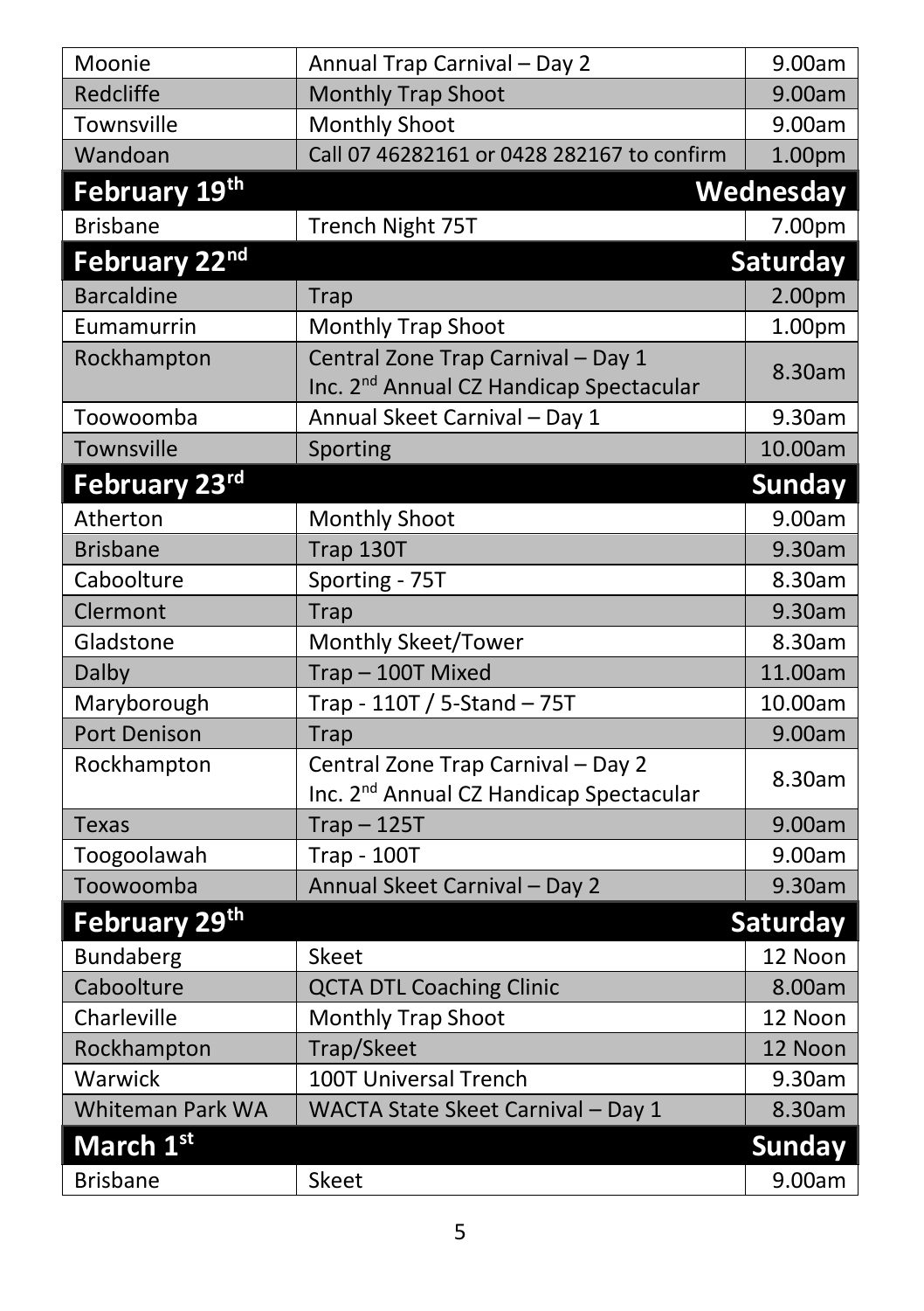| | | |
|---|---|---|
| Moonie | Annual Trap Carnival – Day 2 | 9.00am |
| Redcliffe | Monthly Trap Shoot | 9.00am |
| Townsville | Monthly Shoot | 9.00am |
| Wandoan | Call 07 46282161 or 0428 282167 to confirm | 1.00pm |
| **February 19th** | | **Wednesday** |
| Brisbane | Trench Night 75T | 7.00pm |
| **February 22nd** | | **Saturday** |
| Barcaldine | Trap | 2.00pm |
| Eumamurrin | Monthly Trap Shoot | 1.00pm |
| Rockhampton | Central Zone Trap Carnival – Day 1 Inc. 2nd Annual CZ Handicap Spectacular | 8.30am |
| Toowoomba | Annual Skeet Carnival – Day 1 | 9.30am |
| Townsville | Sporting | 10.00am |
| **February 23rd** | | **Sunday** |
| Atherton | Monthly Shoot | 9.00am |
| Brisbane | Trap 130T | 9.30am |
| Caboolture | Sporting - 75T | 8.30am |
| Clermont | Trap | 9.30am |
| Gladstone | Monthly Skeet/Tower | 8.30am |
| Dalby | Trap – 100T Mixed | 11.00am |
| Maryborough | Trap - 110T / 5-Stand – 75T | 10.00am |
| Port Denison | Trap | 9.00am |
| Rockhampton | Central Zone Trap Carnival – Day 2 Inc. 2nd Annual CZ Handicap Spectacular | 8.30am |
| Texas | Trap – 125T | 9.00am |
| Toogoolawah | Trap - 100T | 9.00am |
| Toowoomba | Annual Skeet Carnival – Day 2 | 9.30am |
| **February 29th** | | **Saturday** |
| Bundaberg | Skeet | 12 Noon |
| Caboolture | QCTA DTL Coaching Clinic | 8.00am |
| Charleville | Monthly Trap Shoot | 12 Noon |
| Rockhampton | Trap/Skeet | 12 Noon |
| Warwick | 100T Universal Trench | 9.30am |
| Whiteman Park WA | WACTA State Skeet Carnival – Day 1 | 8.30am |
| **March 1st** | | **Sunday** |
| Brisbane | Skeet | 9.00am |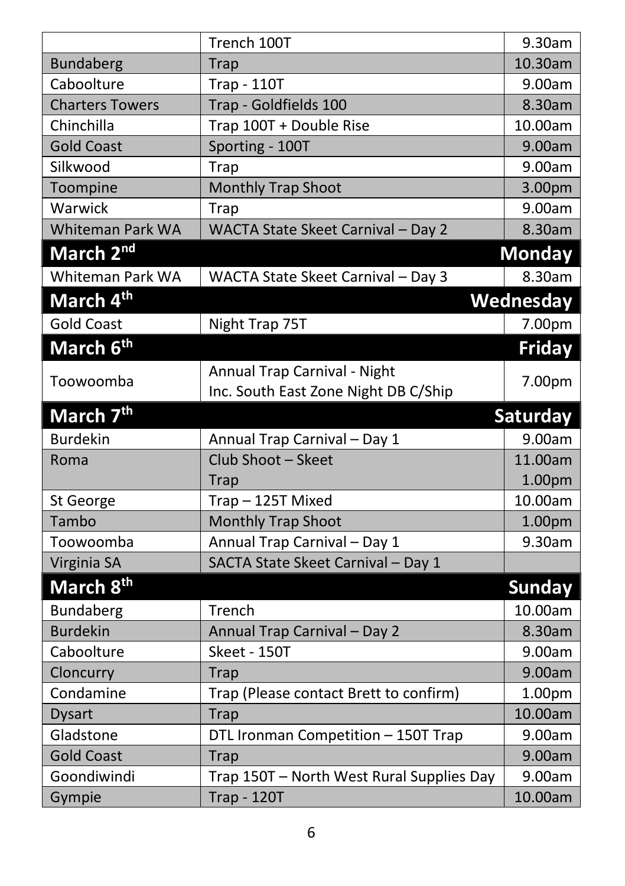|  | Trench 100T | 9.30am |
|---|---|---|
| Bundaberg | Trap | 10.30am |
| Caboolture | Trap - 110T | 9.00am |
| Charters Towers | Trap - Goldfields 100 | 8.30am |
| Chinchilla | Trap 100T + Double Rise | 10.00am |
| Gold Coast | Sporting - 100T | 9.00am |
| Silkwood | Trap | 9.00am |
| Toompine | Monthly Trap Shoot | 3.00pm |
| Warwick | Trap | 9.00am |
| Whiteman Park WA | WACTA State Skeet Carnival – Day 2 | 8.30am |
| **March 2nd** |  | **Monday** |
| Whiteman Park WA | WACTA State Skeet Carnival – Day 3 | 8.30am |
| **March 4th** |  | **Wednesday** |
| Gold Coast | Night Trap 75T | 7.00pm |
| **March 6th** |  | **Friday** |
| Toowoomba | Annual Trap Carnival - Night<br>Inc. South East Zone Night DB C/Ship | 7.00pm |
| **March 7th** |  | **Saturday** |
| Burdekin | Annual Trap Carnival – Day 1 | 9.00am |
| Roma | Club Shoot – Skeet<br>Trap | 11.00am<br>1.00pm |
| St George | Trap – 125T Mixed | 10.00am |
| Tambo | Monthly Trap Shoot | 1.00pm |
| Toowoomba | Annual Trap Carnival – Day 1 | 9.30am |
| Virginia SA | SACTA State Skeet Carnival – Day 1 |  |
| **March 8th** |  | **Sunday** |
| Bundaberg | Trench | 10.00am |
| Burdekin | Annual Trap Carnival – Day 2 | 8.30am |
| Caboolture | Skeet - 150T | 9.00am |
| Cloncurry | Trap | 9.00am |
| Condamine | Trap (Please contact Brett to confirm) | 1.00pm |
| Dysart | Trap | 10.00am |
| Gladstone | DTL Ironman Competition – 150T Trap | 9.00am |
| Gold Coast | Trap | 9.00am |
| Goondiwindi | Trap 150T – North West Rural Supplies Day | 9.00am |
| Gympie | Trap - 120T | 10.00am |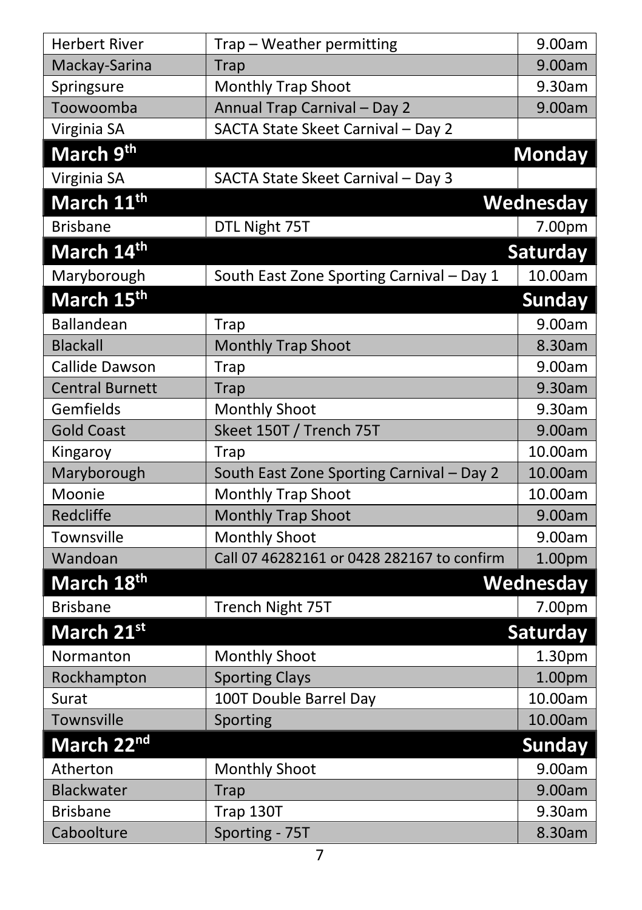| | | |
|---|---|---|
| Herbert River | Trap – Weather permitting | 9.00am |
| Mackay-Sarina | Trap | 9.00am |
| Springsure | Monthly Trap Shoot | 9.30am |
| Toowoomba | Annual Trap Carnival – Day 2 | 9.00am |
| Virginia SA | SACTA State Skeet Carnival – Day 2 | |
| **March 9th** | | **Monday** |
| Virginia SA | SACTA State Skeet Carnival – Day 3 | |
| **March 11th** | | **Wednesday** |
| Brisbane | DTL Night 75T | 7.00pm |
| **March 14th** | | **Saturday** |
| Maryborough | South East Zone Sporting Carnival – Day 1 | 10.00am |
| **March 15th** | | **Sunday** |
| Ballandean | Trap | 9.00am |
| Blackall | Monthly Trap Shoot | 8.30am |
| Callide Dawson | Trap | 9.00am |
| Central Burnett | Trap | 9.30am |
| Gemfields | Monthly Shoot | 9.30am |
| Gold Coast | Skeet 150T / Trench 75T | 9.00am |
| Kingaroy | Trap | 10.00am |
| Maryborough | South East Zone Sporting Carnival – Day 2 | 10.00am |
| Moonie | Monthly Trap Shoot | 10.00am |
| Redcliffe | Monthly Trap Shoot | 9.00am |
| Townsville | Monthly Shoot | 9.00am |
| Wandoan | Call 07 46282161 or 0428 282167 to confirm | 1.00pm |
| **March 18th** | | **Wednesday** |
| Brisbane | Trench Night 75T | 7.00pm |
| **March 21st** | | **Saturday** |
| Normanton | Monthly Shoot | 1.30pm |
| Rockhampton | Sporting Clays | 1.00pm |
| Surat | 100T Double Barrel Day | 10.00am |
| Townsville | Sporting | 10.00am |
| **March 22nd** | | **Sunday** |
| Atherton | Monthly Shoot | 9.00am |
| Blackwater | Trap | 9.00am |
| Brisbane | Trap 130T | 9.30am |
| Caboolture | Sporting - 75T | 8.30am |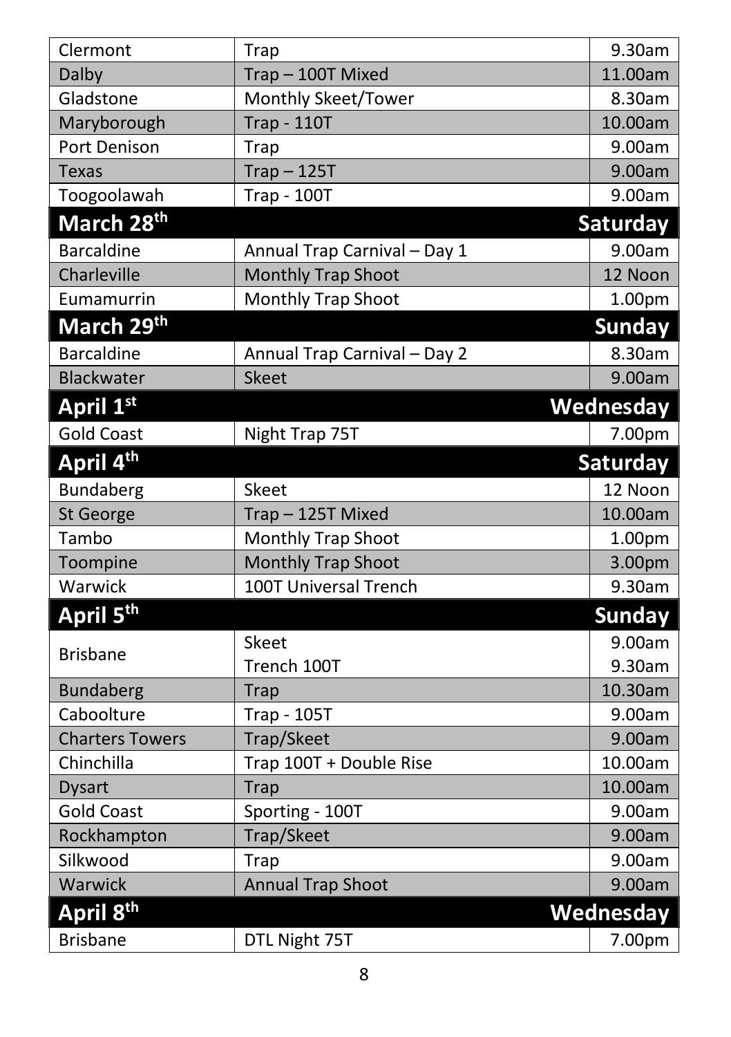| Club | Event | Time |
|---|---|---|
| Clermont | Trap | 9.30am |
| Dalby | Trap – 100T Mixed | 11.00am |
| Gladstone | Monthly Skeet/Tower | 8.30am |
| Maryborough | Trap - 110T | 10.00am |
| Port Denison | Trap | 9.00am |
| Texas | Trap – 125T | 9.00am |
| Toogoolawah | Trap - 100T | 9.00am |
| **March 28th** | | **Saturday** |
| Barcaldine | Annual Trap Carnival – Day 1 | 9.00am |
| Charleville | Monthly Trap Shoot | 12 Noon |
| Eumamurrin | Monthly Trap Shoot | 1.00pm |
| **March 29th** | | **Sunday** |
| Barcaldine | Annual Trap Carnival – Day 2 | 8.30am |
| Blackwater | Skeet | 9.00am |
| **April 1st** | | **Wednesday** |
| Gold Coast | Night Trap 75T | 7.00pm |
| **April 4th** | | **Saturday** |
| Bundaberg | Skeet | 12 Noon |
| St George | Trap – 125T Mixed | 10.00am |
| Tambo | Monthly Trap Shoot | 1.00pm |
| Toompine | Monthly Trap Shoot | 3.00pm |
| Warwick | 100T Universal Trench | 9.30am |
| **April 5th** | | **Sunday** |
| Brisbane | Skeet<br>Trench 100T | 9.00am<br>9.30am |
| Bundaberg | Trap | 10.30am |
| Caboolture | Trap - 105T | 9.00am |
| Charters Towers | Trap/Skeet | 9.00am |
| Chinchilla | Trap 100T + Double Rise | 10.00am |
| Dysart | Trap | 10.00am |
| Gold Coast | Sporting - 100T | 9.00am |
| Rockhampton | Trap/Skeet | 9.00am |
| Silkwood | Trap | 9.00am |
| Warwick | Annual Trap Shoot | 9.00am |
| **April 8th** | | **Wednesday** |
| Brisbane | DTL Night 75T | 7.00pm |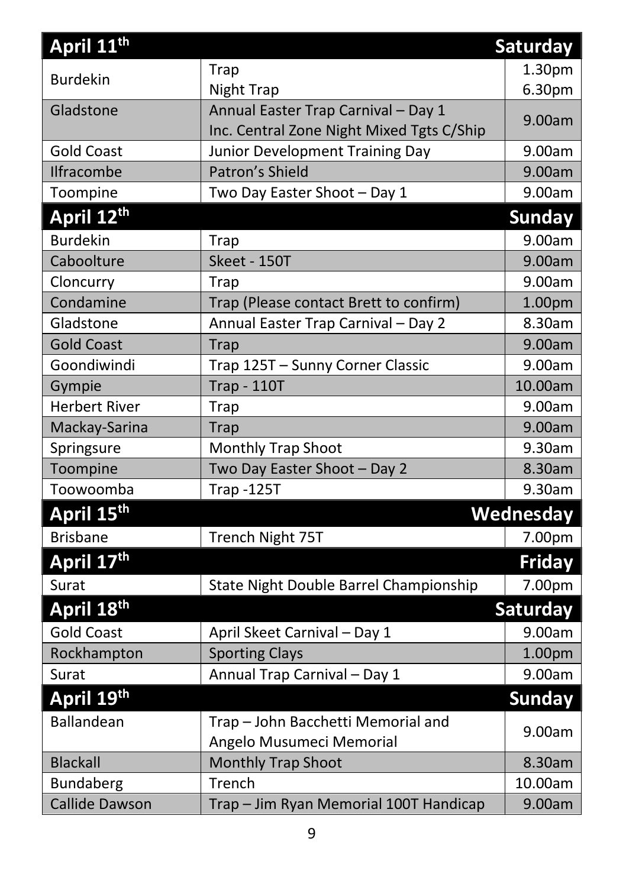| April 11th | | Saturday |
|---|---|---|
| Burdekin | Trap<br>Night Trap | 1.30pm<br>6.30pm |
| Gladstone | Annual Easter Trap Carnival – Day 1<br>Inc. Central Zone Night Mixed Tgts C/Ship | 9.00am |
| Gold Coast | Junior Development Training Day | 9.00am |
| Ilfracombe | Patron's Shield | 9.00am |
| Toompine | Two Day Easter Shoot – Day 1 | 9.00am |
| **April 12th** | | **Sunday** |
| Burdekin | Trap | 9.00am |
| Caboolture | Skeet - 150T | 9.00am |
| Cloncurry | Trap | 9.00am |
| Condamine | Trap (Please contact Brett to confirm) | 1.00pm |
| Gladstone | Annual Easter Trap Carnival – Day 2 | 8.30am |
| Gold Coast | Trap | 9.00am |
| Goondiwindi | Trap 125T – Sunny Corner Classic | 9.00am |
| Gympie | Trap - 110T | 10.00am |
| Herbert River | Trap | 9.00am |
| Mackay-Sarina | Trap | 9.00am |
| Springsure | Monthly Trap Shoot | 9.30am |
| Toompine | Two Day Easter Shoot – Day 2 | 8.30am |
| Toowoomba | Trap -125T | 9.30am |
| **April 15th** | | **Wednesday** |
| Brisbane | Trench Night 75T | 7.00pm |
| **April 17th** | | **Friday** |
| Surat | State Night Double Barrel Championship | 7.00pm |
| **April 18th** | | **Saturday** |
| Gold Coast | April Skeet Carnival – Day 1 | 9.00am |
| Rockhampton | Sporting Clays | 1.00pm |
| Surat | Annual Trap Carnival – Day 1 | 9.00am |
| **April 19th** | | **Sunday** |
| Ballandean | Trap – John Bacchetti Memorial and<br>Angelo Musumeci Memorial | 9.00am |
| Blackall | Monthly Trap Shoot | 8.30am |
| Bundaberg | Trench | 10.00am |
| Callide Dawson | Trap – Jim Ryan Memorial 100T Handicap | 9.00am |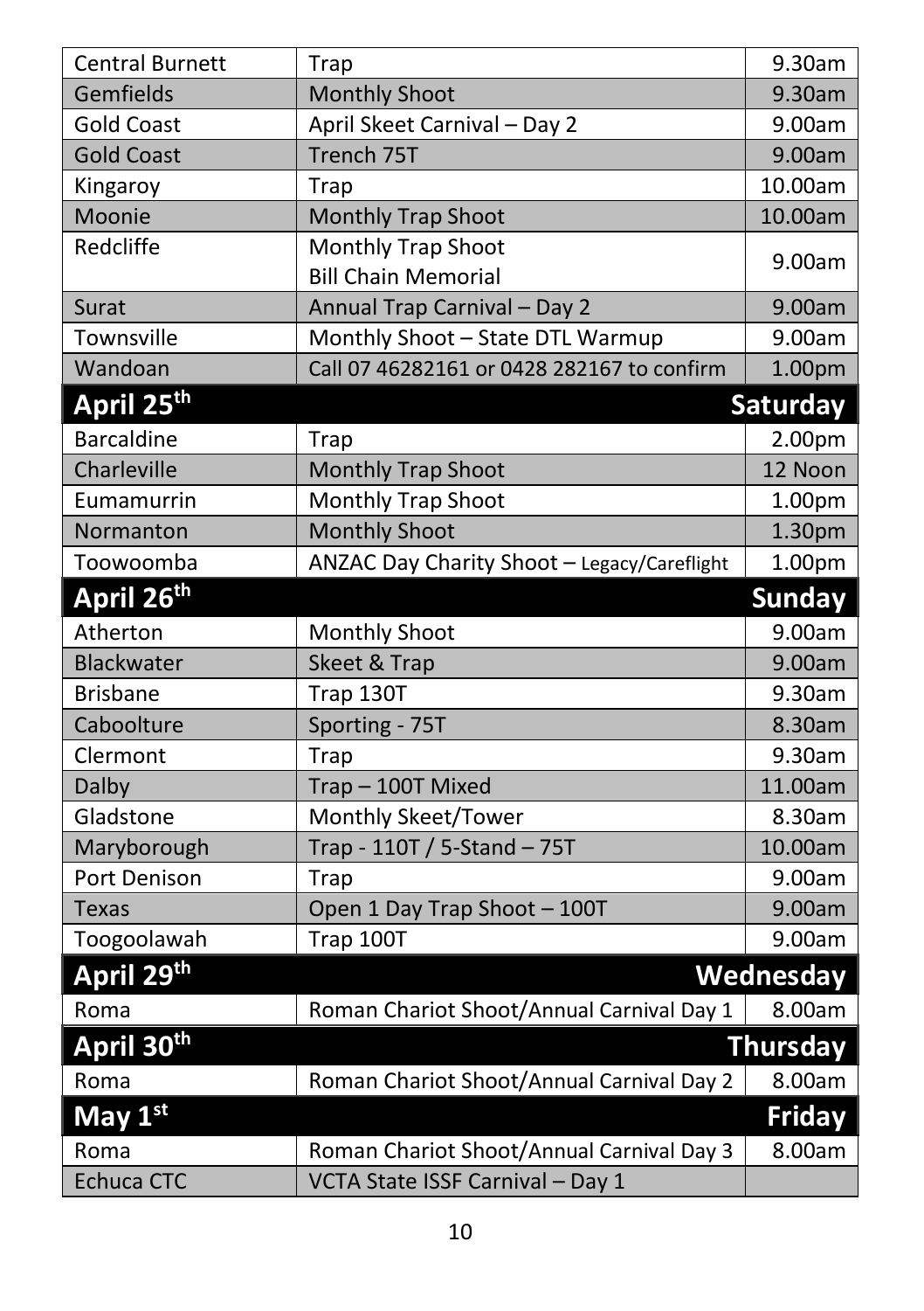| | | |
|---|---|---|
| Central Burnett | Trap | 9.30am |
| Gemfields | Monthly Shoot | 9.30am |
| Gold Coast | April Skeet Carnival – Day 2 | 9.00am |
| Gold Coast | Trench 75T | 9.00am |
| Kingaroy | Trap | 10.00am |
| Moonie | Monthly Trap Shoot | 10.00am |
| Redcliffe | Monthly Trap Shoot Bill Chain Memorial | 9.00am |
| Surat | Annual Trap Carnival – Day 2 | 9.00am |
| Townsville | Monthly Shoot – State DTL Warmup | 9.00am |
| Wandoan | Call 07 46282161 or 0428 282167 to confirm | 1.00pm |
| **April 25th** | | **Saturday** |
| Barcaldine | Trap | 2.00pm |
| Charleville | Monthly Trap Shoot | 12 Noon |
| Eumamurrin | Monthly Trap Shoot | 1.00pm |
| Normanton | Monthly Shoot | 1.30pm |
| Toowoomba | ANZAC Day Charity Shoot – Legacy/Careflight | 1.00pm |
| **April 26th** | | **Sunday** |
| Atherton | Monthly Shoot | 9.00am |
| Blackwater | Skeet & Trap | 9.00am |
| Brisbane | Trap 130T | 9.30am |
| Caboolture | Sporting - 75T | 8.30am |
| Clermont | Trap | 9.30am |
| Dalby | Trap – 100T Mixed | 11.00am |
| Gladstone | Monthly Skeet/Tower | 8.30am |
| Maryborough | Trap - 110T / 5-Stand – 75T | 10.00am |
| Port Denison | Trap | 9.00am |
| Texas | Open 1 Day Trap Shoot – 100T | 9.00am |
| Toogoolawah | Trap 100T | 9.00am |
| **April 29th** | | **Wednesday** |
| Roma | Roman Chariot Shoot/Annual Carnival Day 1 | 8.00am |
| **April 30th** | | **Thursday** |
| Roma | Roman Chariot Shoot/Annual Carnival Day 2 | 8.00am |
| **May 1st** | | **Friday** |
| Roma | Roman Chariot Shoot/Annual Carnival Day 3 | 8.00am |
| Echuca CTC | VCTA State ISSF Carnival – Day 1 | |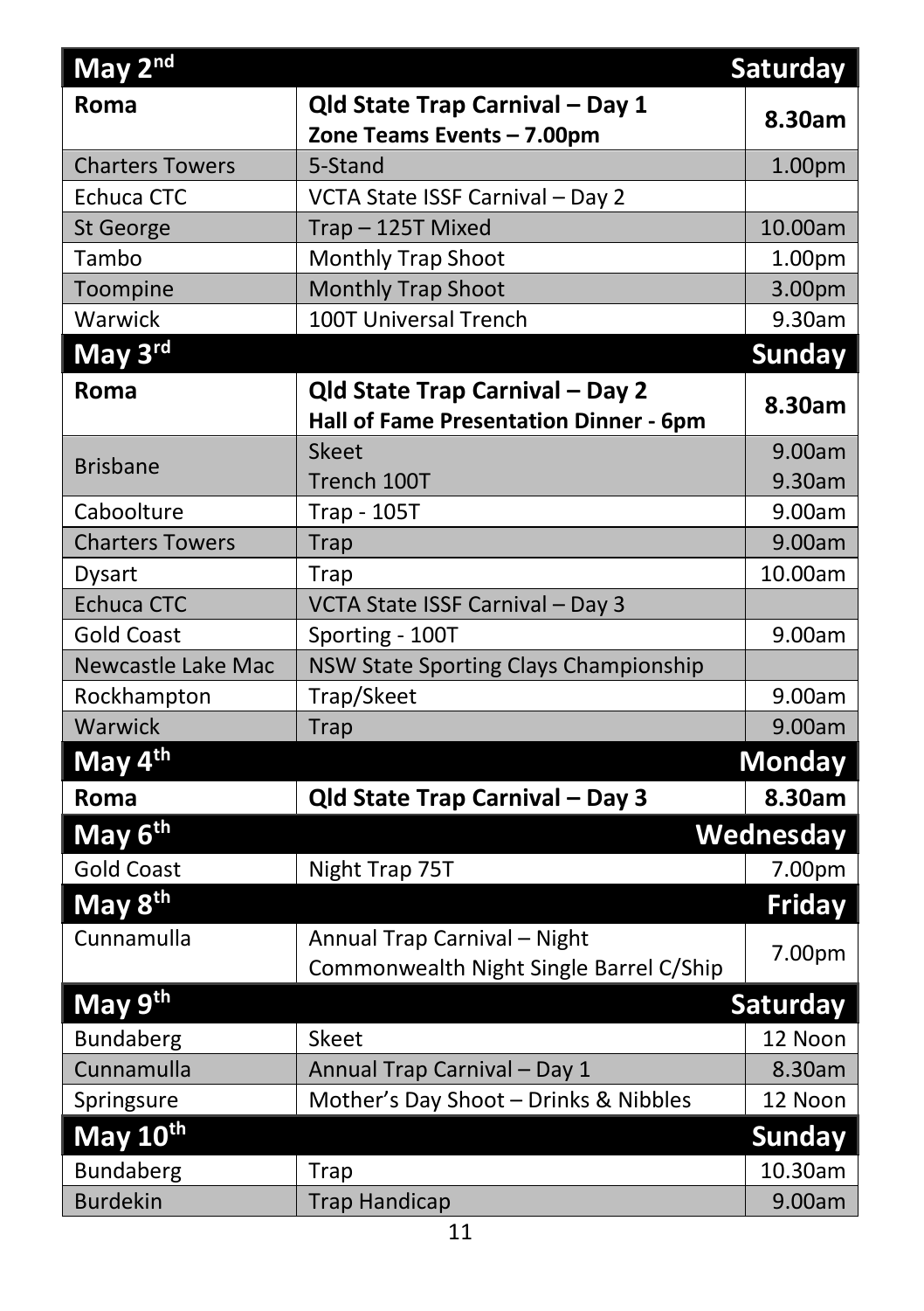| May 2nd | | Saturday |
|---|---|---|
| **Roma** | **Qld State Trap Carnival – Day 1**<br>**Zone Teams Events – 7.00pm** | **8.30am** |
| Charters Towers | 5-Stand | 1.00pm |
| Echuca CTC | VCTA State ISSF Carnival – Day 2 | |
| St George | Trap – 125T Mixed | 10.00am |
| Tambo | Monthly Trap Shoot | 1.00pm |
| Toompine | Monthly Trap Shoot | 3.00pm |
| Warwick | 100T Universal Trench | 9.30am |
| **May 3rd** | | **Sunday** |
| **Roma** | **Qld State Trap Carnival – Day 2**<br>**Hall of Fame Presentation Dinner - 6pm** | **8.30am** |
| Brisbane | Skeet<br>Trench 100T | 9.00am<br>9.30am |
| Caboolture | Trap - 105T | 9.00am |
| Charters Towers | Trap | 9.00am |
| Dysart | Trap | 10.00am |
| Echuca CTC | VCTA State ISSF Carnival – Day 3 | |
| Gold Coast | Sporting - 100T | 9.00am |
| Newcastle Lake Mac | NSW State Sporting Clays Championship | |
| Rockhampton | Trap/Skeet | 9.00am |
| Warwick | Trap | 9.00am |
| **May 4th** | | **Monday** |
| **Roma** | **Qld State Trap Carnival – Day 3** | **8.30am** |
| **May 6th** | | **Wednesday** |
| Gold Coast | Night Trap 75T | 7.00pm |
| **May 8th** | | **Friday** |
| Cunnamulla | Annual Trap Carnival – Night<br>Commonwealth Night Single Barrel C/Ship | 7.00pm |
| **May 9th** | | **Saturday** |
| Bundaberg | Skeet | 12 Noon |
| Cunnamulla | Annual Trap Carnival – Day 1 | 8.30am |
| Springsure | Mother's Day Shoot – Drinks & Nibbles | 12 Noon |
| **May 10th** | | **Sunday** |
| Bundaberg | Trap | 10.30am |
| Burdekin | Trap Handicap | 9.00am |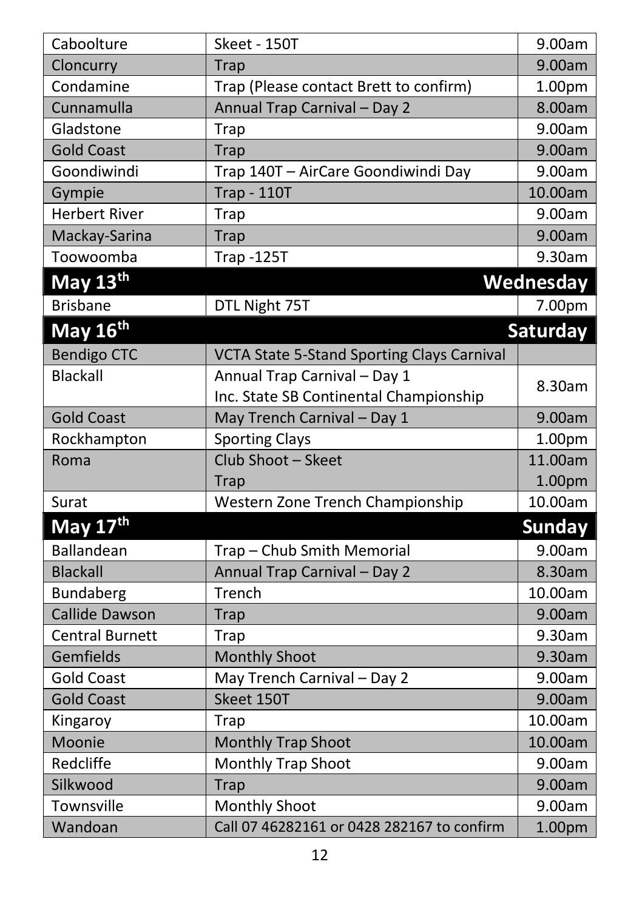| | | |
|---|---|---|
| Caboolture | Skeet - 150T | 9.00am |
| Cloncurry | Trap | 9.00am |
| Condamine | Trap (Please contact Brett to confirm) | 1.00pm |
| Cunnamulla | Annual Trap Carnival – Day 2 | 8.00am |
| Gladstone | Trap | 9.00am |
| Gold Coast | Trap | 9.00am |
| Goondiwindi | Trap 140T – AirCare Goondiwindi Day | 9.00am |
| Gympie | Trap - 110T | 10.00am |
| Herbert River | Trap | 9.00am |
| Mackay-Sarina | Trap | 9.00am |
| Toowoomba | Trap -125T | 9.30am |
| **May 13th** | | **Wednesday** |
| Brisbane | DTL Night 75T | 7.00pm |
| **May 16th** | | **Saturday** |
| Bendigo CTC | VCTA State 5-Stand Sporting Clays Carnival | |
| Blackall | Annual Trap Carnival – Day 1<br>Inc. State SB Continental Championship | 8.30am |
| Gold Coast | May Trench Carnival – Day 1 | 9.00am |
| Rockhampton | Sporting Clays | 1.00pm |
| Roma | Club Shoot – Skeet<br>Trap | 11.00am<br>1.00pm |
| Surat | Western Zone Trench Championship | 10.00am |
| **May 17th** | | **Sunday** |
| Ballandean | Trap – Chub Smith Memorial | 9.00am |
| Blackall | Annual Trap Carnival – Day 2 | 8.30am |
| Bundaberg | Trench | 10.00am |
| Callide Dawson | Trap | 9.00am |
| Central Burnett | Trap | 9.30am |
| Gemfields | Monthly Shoot | 9.30am |
| Gold Coast | May Trench Carnival – Day 2 | 9.00am |
| Gold Coast | Skeet 150T | 9.00am |
| Kingaroy | Trap | 10.00am |
| Moonie | Monthly Trap Shoot | 10.00am |
| Redcliffe | Monthly Trap Shoot | 9.00am |
| Silkwood | Trap | 9.00am |
| Townsville | Monthly Shoot | 9.00am |
| Wandoan | Call 07 46282161 or 0428 282167 to confirm | 1.00pm |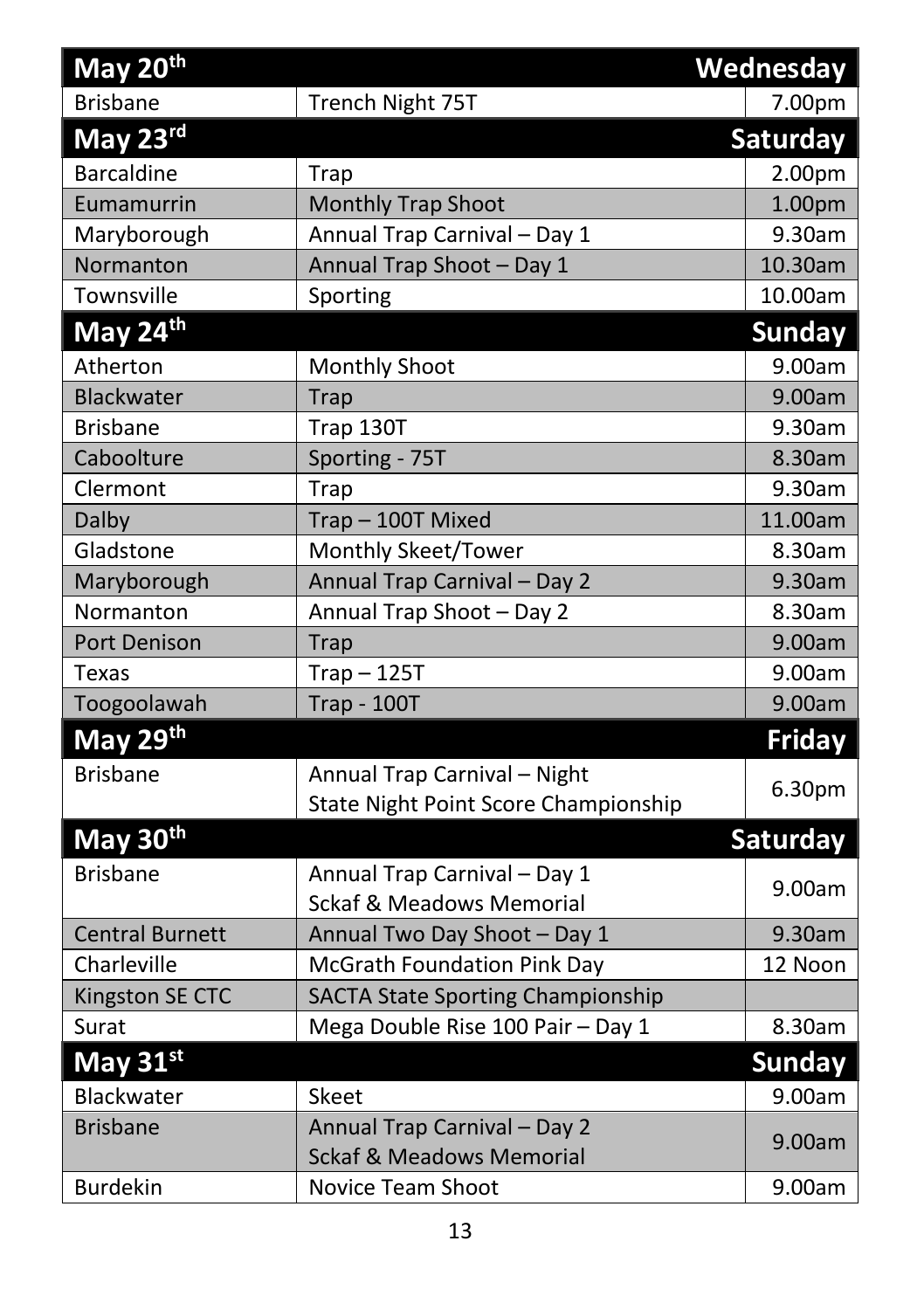| May 20th | | Wednesday |
|---|---|---|
| Brisbane | Trench Night 75T | 7.00pm |
| **May 23rd** | | **Saturday** |
| Barcaldine | Trap | 2.00pm |
| Eumamurrin | Monthly Trap Shoot | 1.00pm |
| Maryborough | Annual Trap Carnival – Day 1 | 9.30am |
| Normanton | Annual Trap Shoot – Day 1 | 10.30am |
| Townsville | Sporting | 10.00am |
| **May 24th** | | **Sunday** |
| Atherton | Monthly Shoot | 9.00am |
| Blackwater | Trap | 9.00am |
| Brisbane | Trap 130T | 9.30am |
| Caboolture | Sporting - 75T | 8.30am |
| Clermont | Trap | 9.30am |
| Dalby | Trap – 100T Mixed | 11.00am |
| Gladstone | Monthly Skeet/Tower | 8.30am |
| Maryborough | Annual Trap Carnival – Day 2 | 9.30am |
| Normanton | Annual Trap Shoot – Day 2 | 8.30am |
| Port Denison | Trap | 9.00am |
| Texas | Trap – 125T | 9.00am |
| Toogoolawah | Trap - 100T | 9.00am |
| **May 29th** | | **Friday** |
| Brisbane | Annual Trap Carnival – Night<br>State Night Point Score Championship | 6.30pm |
| **May 30th** | | **Saturday** |
| Brisbane | Annual Trap Carnival – Day 1<br>Sckaf & Meadows Memorial | 9.00am |
| Central Burnett | Annual Two Day Shoot – Day 1 | 9.30am |
| Charleville | McGrath Foundation Pink Day | 12 Noon |
| Kingston SE CTC | SACTA State Sporting Championship | |
| Surat | Mega Double Rise 100 Pair – Day 1 | 8.30am |
| **May 31st** | | **Sunday** |
| Blackwater | Skeet | 9.00am |
| Brisbane | Annual Trap Carnival – Day 2<br>Sckaf & Meadows Memorial | 9.00am |
| Burdekin | Novice Team Shoot | 9.00am |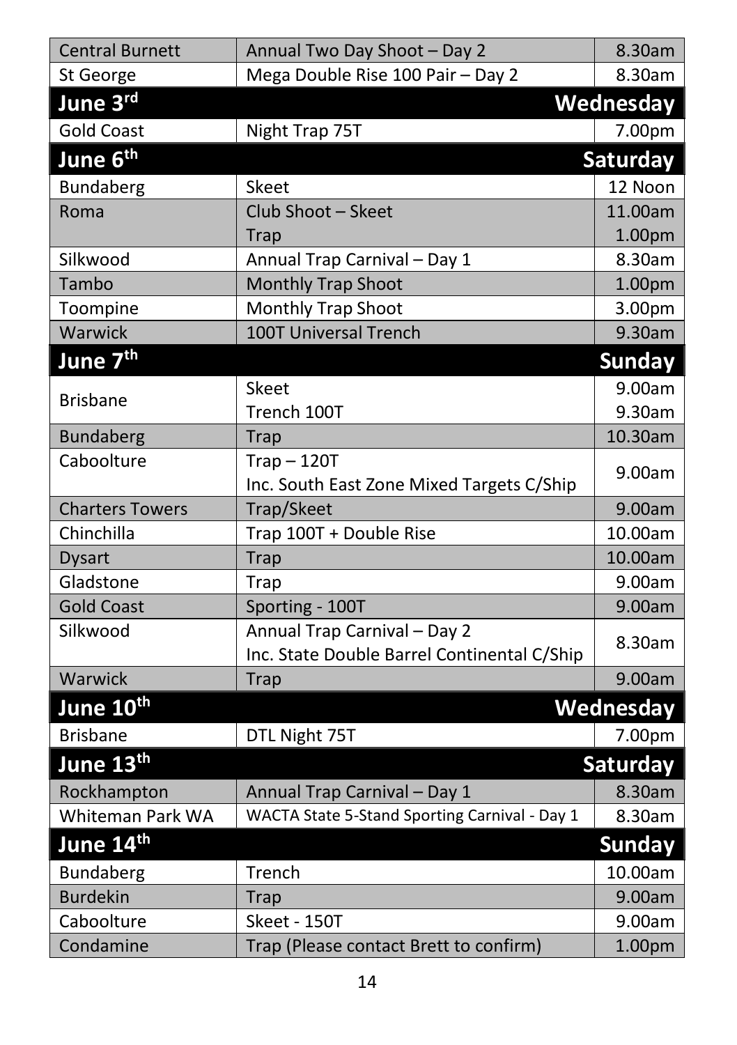| | | |
|---|---|---|
| Central Burnett | Annual Two Day Shoot – Day 2 | 8.30am |
| St George | Mega Double Rise 100 Pair – Day 2 | 8.30am |
| **June 3rd** | | **Wednesday** |
| Gold Coast | Night Trap 75T | 7.00pm |
| **June 6th** | | **Saturday** |
| Bundaberg | Skeet | 12 Noon |
| Roma | Club Shoot – Skeet<br>Trap | 11.00am<br>1.00pm |
| Silkwood | Annual Trap Carnival – Day 1 | 8.30am |
| Tambo | Monthly Trap Shoot | 1.00pm |
| Toompine | Monthly Trap Shoot | 3.00pm |
| Warwick | 100T Universal Trench | 9.30am |
| **June 7th** | | **Sunday** |
| Brisbane | Skeet<br>Trench 100T | 9.00am<br>9.30am |
| Bundaberg | Trap | 10.30am |
| Caboolture | Trap – 120T<br>Inc. South East Zone Mixed Targets C/Ship | 9.00am |
| Charters Towers | Trap/Skeet | 9.00am |
| Chinchilla | Trap 100T + Double Rise | 10.00am |
| Dysart | Trap | 10.00am |
| Gladstone | Trap | 9.00am |
| Gold Coast | Sporting - 100T | 9.00am |
| Silkwood | Annual Trap Carnival – Day 2<br>Inc. State Double Barrel Continental C/Ship | 8.30am |
| Warwick | Trap | 9.00am |
| **June 10th** | | **Wednesday** |
| Brisbane | DTL Night 75T | 7.00pm |
| **June 13th** | | **Saturday** |
| Rockhampton | Annual Trap Carnival – Day 1 | 8.30am |
| Whiteman Park WA | WACTA State 5-Stand Sporting Carnival - Day 1 | 8.30am |
| **June 14th** | | **Sunday** |
| Bundaberg | Trench | 10.00am |
| Burdekin | Trap | 9.00am |
| Caboolture | Skeet - 150T | 9.00am |
| Condamine | Trap (Please contact Brett to confirm) | 1.00pm |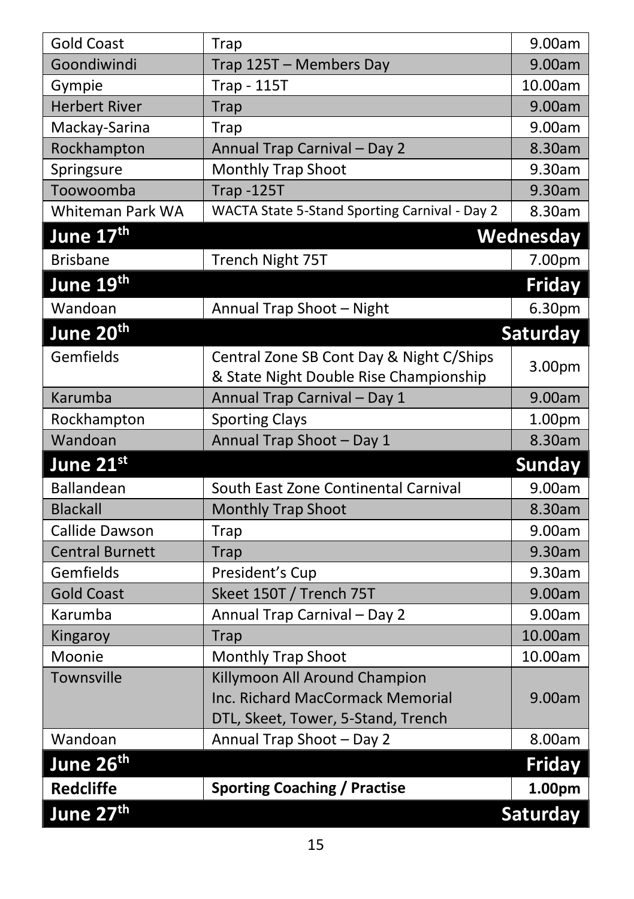| | | |
|---|---|---|
| Gold Coast | Trap | 9.00am |
| Goondiwindi | Trap 125T – Members Day | 9.00am |
| Gympie | Trap - 115T | 10.00am |
| Herbert River | Trap | 9.00am |
| Mackay-Sarina | Trap | 9.00am |
| Rockhampton | Annual Trap Carnival – Day 2 | 8.30am |
| Springsure | Monthly Trap Shoot | 9.30am |
| Toowoomba | Trap -125T | 9.30am |
| Whiteman Park WA | WACTA State 5-Stand Sporting Carnival - Day 2 | 8.30am |
| **June 17th** | | **Wednesday** |
| Brisbane | Trench Night 75T | 7.00pm |
| **June 19th** | | **Friday** |
| Wandoan | Annual Trap Shoot – Night | 6.30pm |
| **June 20th** | | **Saturday** |
| Gemfields | Central Zone SB Cont Day & Night C/Ships & State Night Double Rise Championship | 3.00pm |
| Karumba | Annual Trap Carnival – Day 1 | 9.00am |
| Rockhampton | Sporting Clays | 1.00pm |
| Wandoan | Annual Trap Shoot – Day 1 | 8.30am |
| **June 21st** | | **Sunday** |
| Ballandean | South East Zone Continental Carnival | 9.00am |
| Blackall | Monthly Trap Shoot | 8.30am |
| Callide Dawson | Trap | 9.00am |
| Central Burnett | Trap | 9.30am |
| Gemfields | President's Cup | 9.30am |
| Gold Coast | Skeet 150T / Trench 75T | 9.00am |
| Karumba | Annual Trap Carnival – Day 2 | 9.00am |
| Kingaroy | Trap | 10.00am |
| Moonie | Monthly Trap Shoot | 10.00am |
| Townsville | Killymoon All Around Champion Inc. Richard MacCormack Memorial DTL, Skeet, Tower, 5-Stand, Trench | 9.00am |
| Wandoan | Annual Trap Shoot – Day 2 | 8.00am |
| **June 26th** | | **Friday** |
| **Redcliffe** | **Sporting Coaching / Practise** | **1.00pm** |
| **June 27th** | | **Saturday** |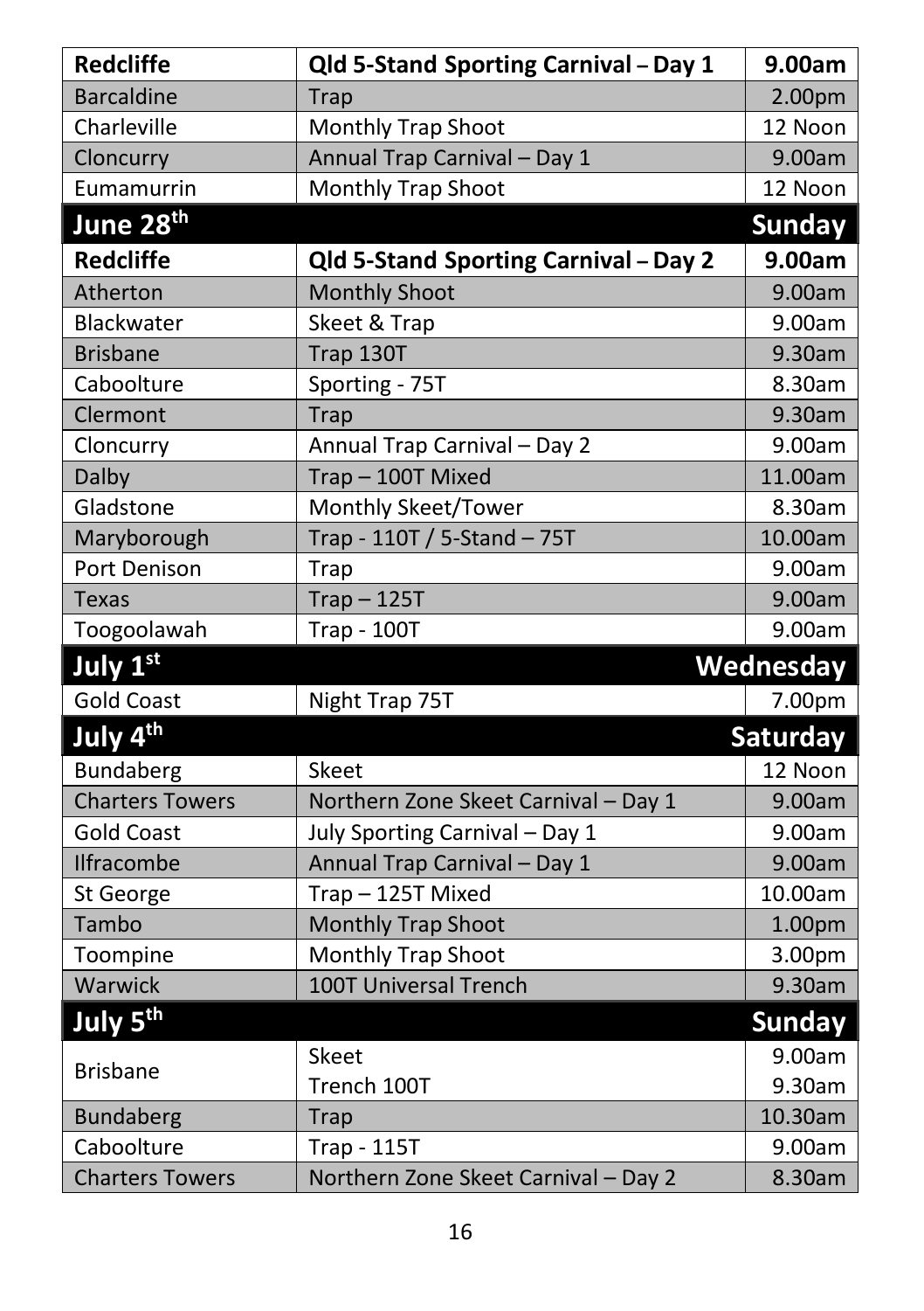| | | |
|---|---|---|
| **Redcliffe** | **Qld 5-Stand Sporting Carnival – Day 1** | **9.00am** |
| Barcaldine | Trap | 2.00pm |
| Charleville | Monthly Trap Shoot | 12 Noon |
| Cloncurry | Annual Trap Carnival – Day 1 | 9.00am |
| Eumamurrin | Monthly Trap Shoot | 12 Noon |
| **June 28th** | | **Sunday** |
| **Redcliffe** | **Qld 5-Stand Sporting Carnival – Day 2** | **9.00am** |
| Atherton | Monthly Shoot | 9.00am |
| Blackwater | Skeet & Trap | 9.00am |
| Brisbane | Trap 130T | 9.30am |
| Caboolture | Sporting - 75T | 8.30am |
| Clermont | Trap | 9.30am |
| Cloncurry | Annual Trap Carnival – Day 2 | 9.00am |
| Dalby | Trap – 100T Mixed | 11.00am |
| Gladstone | Monthly Skeet/Tower | 8.30am |
| Maryborough | Trap - 110T / 5-Stand – 75T | 10.00am |
| Port Denison | Trap | 9.00am |
| Texas | Trap – 125T | 9.00am |
| Toogoolawah | Trap - 100T | 9.00am |
| **July 1st** | | **Wednesday** |
| Gold Coast | Night Trap 75T | 7.00pm |
| **July 4th** | | **Saturday** |
| Bundaberg | Skeet | 12 Noon |
| Charters Towers | Northern Zone Skeet Carnival – Day 1 | 9.00am |
| Gold Coast | July Sporting Carnival – Day 1 | 9.00am |
| Ilfracombe | Annual Trap Carnival – Day 1 | 9.00am |
| St George | Trap – 125T Mixed | 10.00am |
| Tambo | Monthly Trap Shoot | 1.00pm |
| Toompine | Monthly Trap Shoot | 3.00pm |
| Warwick | 100T Universal Trench | 9.30am |
| **July 5th** | | **Sunday** |
| Brisbane | Skeet<br>Trench 100T | 9.00am<br>9.30am |
| Bundaberg | Trap | 10.30am |
| Caboolture | Trap - 115T | 9.00am |
| Charters Towers | Northern Zone Skeet Carnival – Day 2 | 8.30am |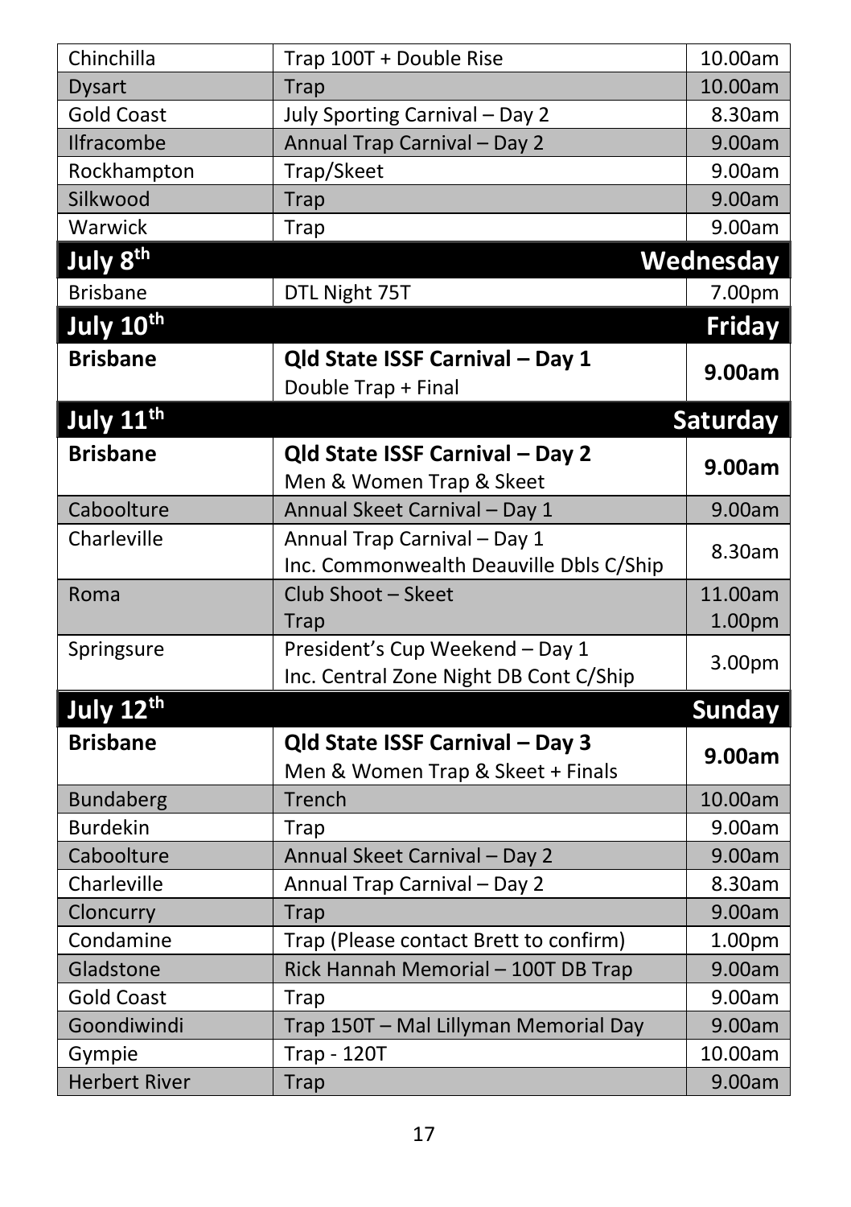| | | |
|---|---|---|
| Chinchilla | Trap 100T + Double Rise | 10.00am |
| Dysart | Trap | 10.00am |
| Gold Coast | July Sporting Carnival – Day 2 | 8.30am |
| Ilfracombe | Annual Trap Carnival – Day 2 | 9.00am |
| Rockhampton | Trap/Skeet | 9.00am |
| Silkwood | Trap | 9.00am |
| Warwick | Trap | 9.00am |
| **July 8th** | | **Wednesday** |
| Brisbane | DTL Night 75T | 7.00pm |
| **July 10th** | | **Friday** |
| **Brisbane** | **Qld State ISSF Carnival – Day 1**<br>Double Trap + Final | **9.00am** |
| **July 11th** | | **Saturday** |
| **Brisbane** | **Qld State ISSF Carnival – Day 2**<br>Men & Women Trap & Skeet | **9.00am** |
| Caboolture | Annual Skeet Carnival – Day 1 | 9.00am |
| Charleville | Annual Trap Carnival – Day 1<br>Inc. Commonwealth Deauville Dbls C/Ship | 8.30am |
| Roma | Club Shoot – Skeet<br>Trap | 11.00am<br>1.00pm |
| Springsure | President's Cup Weekend – Day 1<br>Inc. Central Zone Night DB Cont C/Ship | 3.00pm |
| **July 12th** | | **Sunday** |
| **Brisbane** | **Qld State ISSF Carnival – Day 3**<br>Men & Women Trap & Skeet + Finals | **9.00am** |
| Bundaberg | Trench | 10.00am |
| Burdekin | Trap | 9.00am |
| Caboolture | Annual Skeet Carnival – Day 2 | 9.00am |
| Charleville | Annual Trap Carnival – Day 2 | 8.30am |
| Cloncurry | Trap | 9.00am |
| Condamine | Trap (Please contact Brett to confirm) | 1.00pm |
| Gladstone | Rick Hannah Memorial – 100T DB Trap | 9.00am |
| Gold Coast | Trap | 9.00am |
| Goondiwindi | Trap 150T – Mal Lillyman Memorial Day | 9.00am |
| Gympie | Trap - 120T | 10.00am |
| Herbert River | Trap | 9.00am |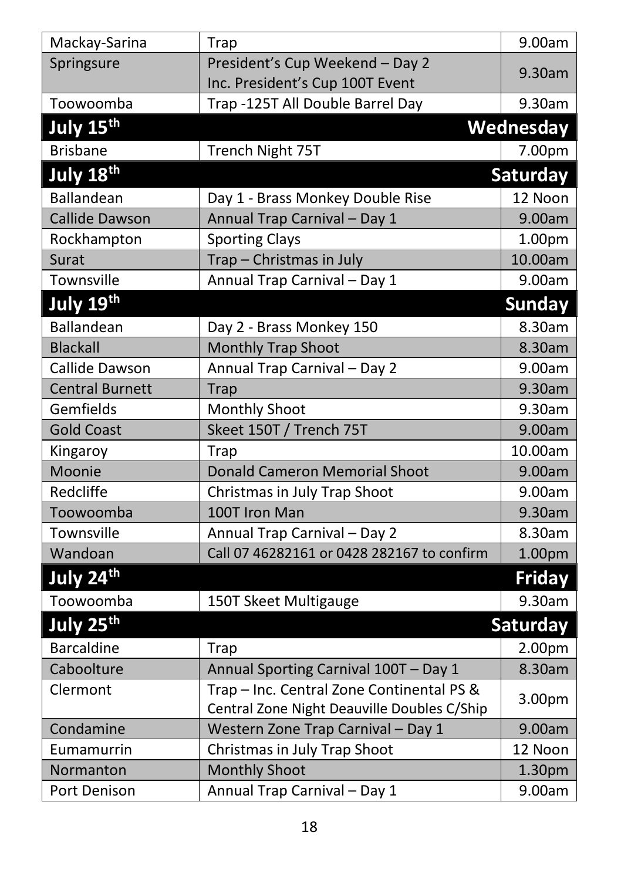| | | |
|---|---|---|
| Mackay-Sarina | Trap | 9.00am |
| Springsure | President's Cup Weekend – Day 2<br>Inc. President's Cup 100T Event | 9.30am |
| Toowoomba | Trap -125T All Double Barrel Day | 9.30am |
| **July 15th** | | **Wednesday** |
| Brisbane | Trench Night 75T | 7.00pm |
| **July 18th** | | **Saturday** |
| Ballandean | Day 1 - Brass Monkey Double Rise | 12 Noon |
| Callide Dawson | Annual Trap Carnival – Day 1 | 9.00am |
| Rockhampton | Sporting Clays | 1.00pm |
| Surat | Trap – Christmas in July | 10.00am |
| Townsville | Annual Trap Carnival – Day 1 | 9.00am |
| **July 19th** | | **Sunday** |
| Ballandean | Day 2 - Brass Monkey 150 | 8.30am |
| Blackall | Monthly Trap Shoot | 8.30am |
| Callide Dawson | Annual Trap Carnival – Day 2 | 9.00am |
| Central Burnett | Trap | 9.30am |
| Gemfields | Monthly Shoot | 9.30am |
| Gold Coast | Skeet 150T / Trench 75T | 9.00am |
| Kingaroy | Trap | 10.00am |
| Moonie | Donald Cameron Memorial Shoot | 9.00am |
| Redcliffe | Christmas in July Trap Shoot | 9.00am |
| Toowoomba | 100T Iron Man | 9.30am |
| Townsville | Annual Trap Carnival – Day 2 | 8.30am |
| Wandoan | Call 07 46282161 or 0428 282167 to confirm | 1.00pm |
| **July 24th** | | **Friday** |
| Toowoomba | 150T Skeet Multigauge | 9.30am |
| **July 25th** | | **Saturday** |
| Barcaldine | Trap | 2.00pm |
| Caboolture | Annual Sporting Carnival 100T – Day 1 | 8.30am |
| Clermont | Trap – Inc. Central Zone Continental PS &<br>Central Zone Night Deauville Doubles C/Ship | 3.00pm |
| Condamine | Western Zone Trap Carnival – Day 1 | 9.00am |
| Eumamurrin | Christmas in July Trap Shoot | 12 Noon |
| Normanton | Monthly Shoot | 1.30pm |
| Port Denison | Annual Trap Carnival – Day 1 | 9.00am |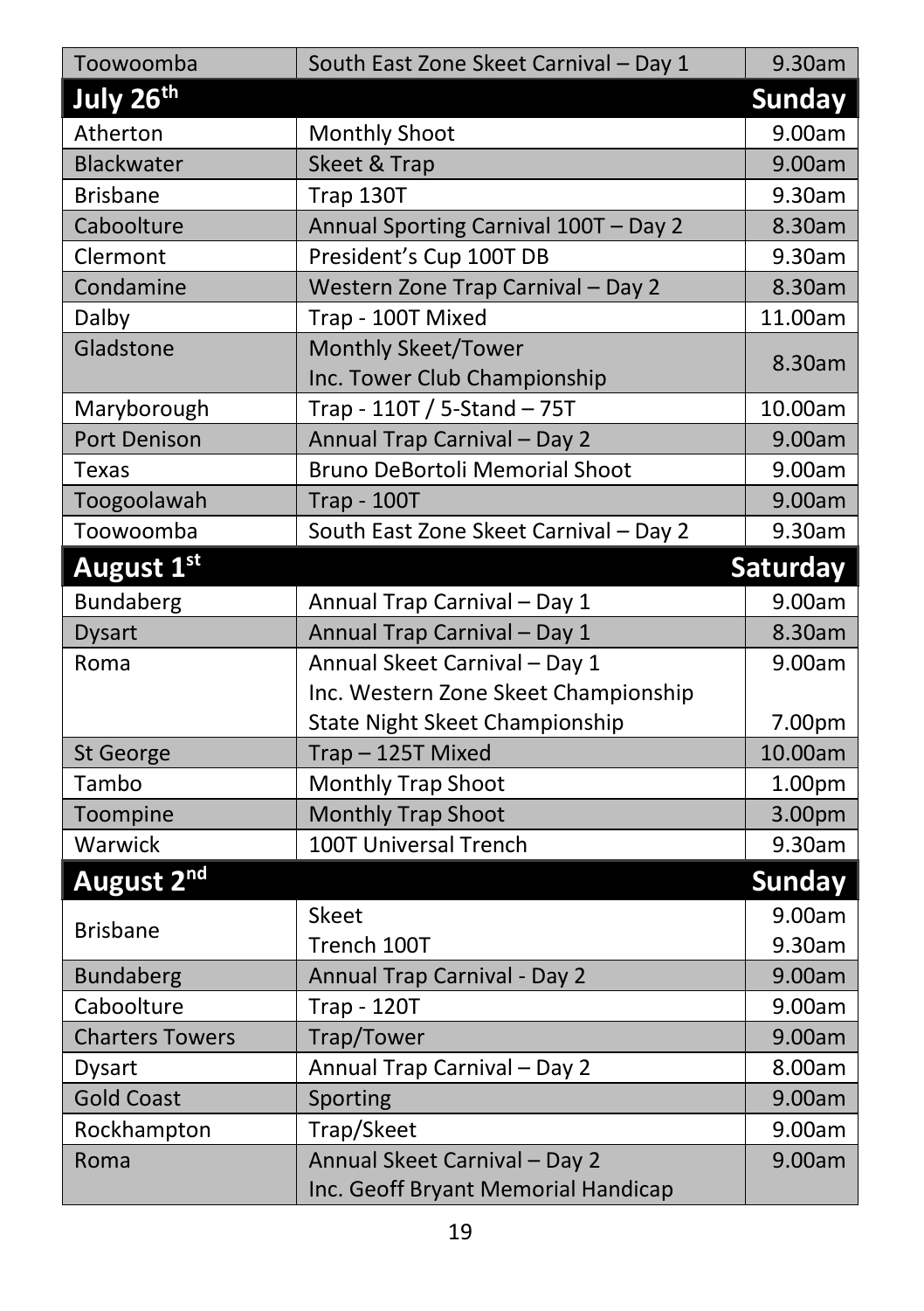| | | |
|---|---|---|
| Toowoomba | South East Zone Skeet Carnival – Day 1 | 9.30am |
| **July 26th** | | **Sunday** |
| Atherton | Monthly Shoot | 9.00am |
| Blackwater | Skeet & Trap | 9.00am |
| Brisbane | Trap 130T | 9.30am |
| Caboolture | Annual Sporting Carnival 100T – Day 2 | 8.30am |
| Clermont | President's Cup 100T DB | 9.30am |
| Condamine | Western Zone Trap Carnival – Day 2 | 8.30am |
| Dalby | Trap - 100T Mixed | 11.00am |
| Gladstone | Monthly Skeet/Tower<br>Inc. Tower Club Championship | 8.30am |
| Maryborough | Trap - 110T / 5-Stand – 75T | 10.00am |
| Port Denison | Annual Trap Carnival – Day 2 | 9.00am |
| Texas | Bruno DeBortoli Memorial Shoot | 9.00am |
| Toogoolawah | Trap - 100T | 9.00am |
| Toowoomba | South East Zone Skeet Carnival – Day 2 | 9.30am |
| **August 1st** | | **Saturday** |
| Bundaberg | Annual Trap Carnival – Day 1 | 9.00am |
| Dysart | Annual Trap Carnival – Day 1 | 8.30am |
| Roma | Annual Skeet Carnival – Day 1<br>Inc. Western Zone Skeet Championship<br>State Night Skeet Championship | 9.00am<br><br>7.00pm |
| St George | Trap – 125T Mixed | 10.00am |
| Tambo | Monthly Trap Shoot | 1.00pm |
| Toompine | Monthly Trap Shoot | 3.00pm |
| Warwick | 100T Universal Trench | 9.30am |
| **August 2nd** | | **Sunday** |
| Brisbane | Skeet<br>Trench 100T | 9.00am<br>9.30am |
| Bundaberg | Annual Trap Carnival - Day 2 | 9.00am |
| Caboolture | Trap - 120T | 9.00am |
| Charters Towers | Trap/Tower | 9.00am |
| Dysart | Annual Trap Carnival – Day 2 | 8.00am |
| Gold Coast | Sporting | 9.00am |
| Rockhampton | Trap/Skeet | 9.00am |
| Roma | Annual Skeet Carnival – Day 2<br>Inc. Geoff Bryant Memorial Handicap | 9.00am |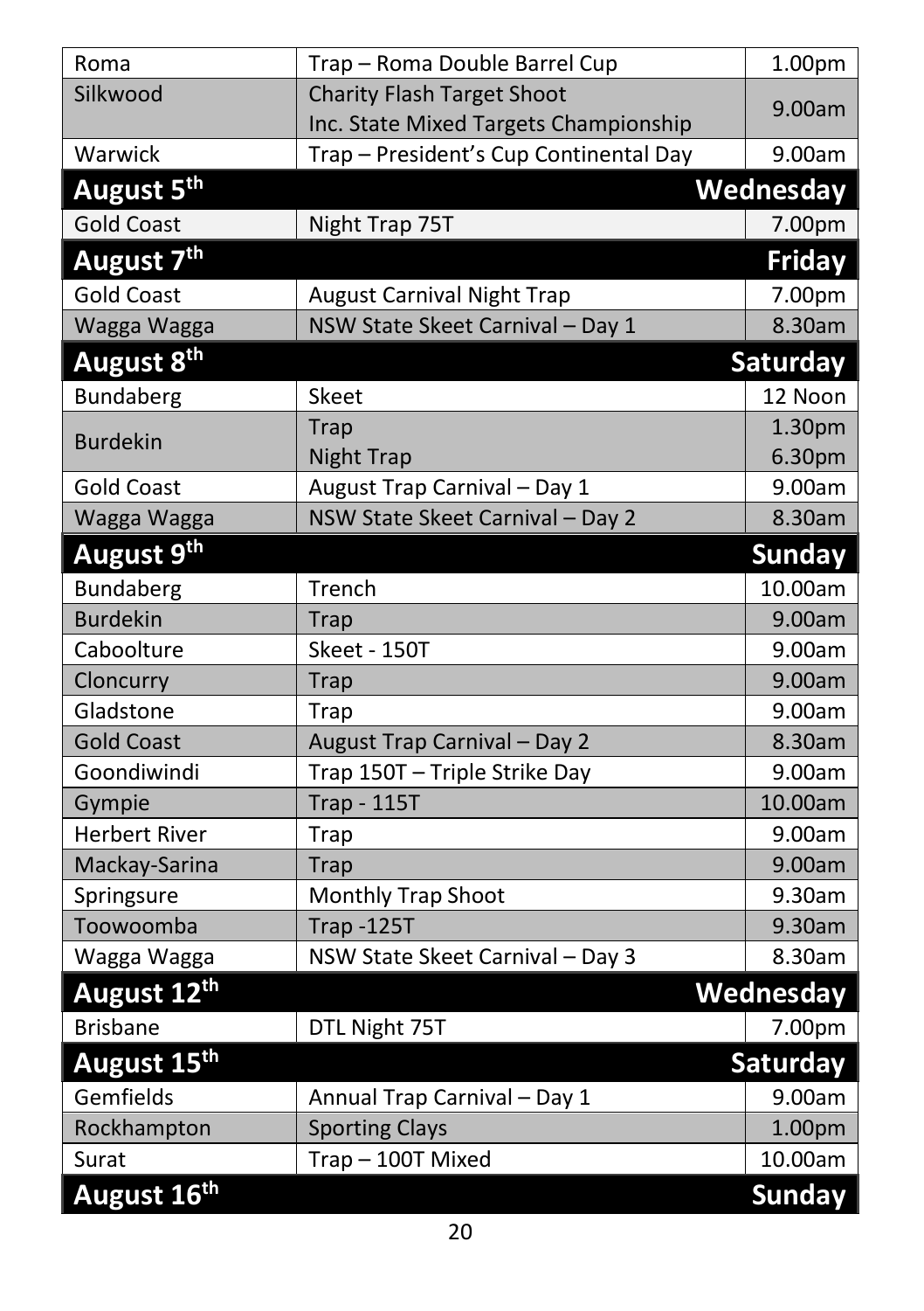| | | |
|---|---|---|
| Roma | Trap – Roma Double Barrel Cup | 1.00pm |
| Silkwood | Charity Flash Target Shoot<br>Inc. State Mixed Targets Championship | 9.00am |
| Warwick | Trap – President's Cup Continental Day | 9.00am |
| **August 5th** | | **Wednesday** |
| Gold Coast | Night Trap 75T | 7.00pm |
| **August 7th** | | **Friday** |
| Gold Coast | August Carnival Night Trap | 7.00pm |
| Wagga Wagga | NSW State Skeet Carnival – Day 1 | 8.30am |
| **August 8th** | | **Saturday** |
| Bundaberg | Skeet | 12 Noon |
| Burdekin | Trap<br>Night Trap | 1.30pm<br>6.30pm |
| Gold Coast | August Trap Carnival – Day 1 | 9.00am |
| Wagga Wagga | NSW State Skeet Carnival – Day 2 | 8.30am |
| **August 9th** | | **Sunday** |
| Bundaberg | Trench | 10.00am |
| Burdekin | Trap | 9.00am |
| Caboolture | Skeet - 150T | 9.00am |
| Cloncurry | Trap | 9.00am |
| Gladstone | Trap | 9.00am |
| Gold Coast | August Trap Carnival – Day 2 | 8.30am |
| Goondiwindi | Trap 150T – Triple Strike Day | 9.00am |
| Gympie | Trap - 115T | 10.00am |
| Herbert River | Trap | 9.00am |
| Mackay-Sarina | Trap | 9.00am |
| Springsure | Monthly Trap Shoot | 9.30am |
| Toowoomba | Trap -125T | 9.30am |
| Wagga Wagga | NSW State Skeet Carnival – Day 3 | 8.30am |
| **August 12th** | | **Wednesday** |
| Brisbane | DTL Night 75T | 7.00pm |
| **August 15th** | | **Saturday** |
| Gemfields | Annual Trap Carnival – Day 1 | 9.00am |
| Rockhampton | Sporting Clays | 1.00pm |
| Surat | Trap – 100T Mixed | 10.00am |
| **August 16th** | | **Sunday** |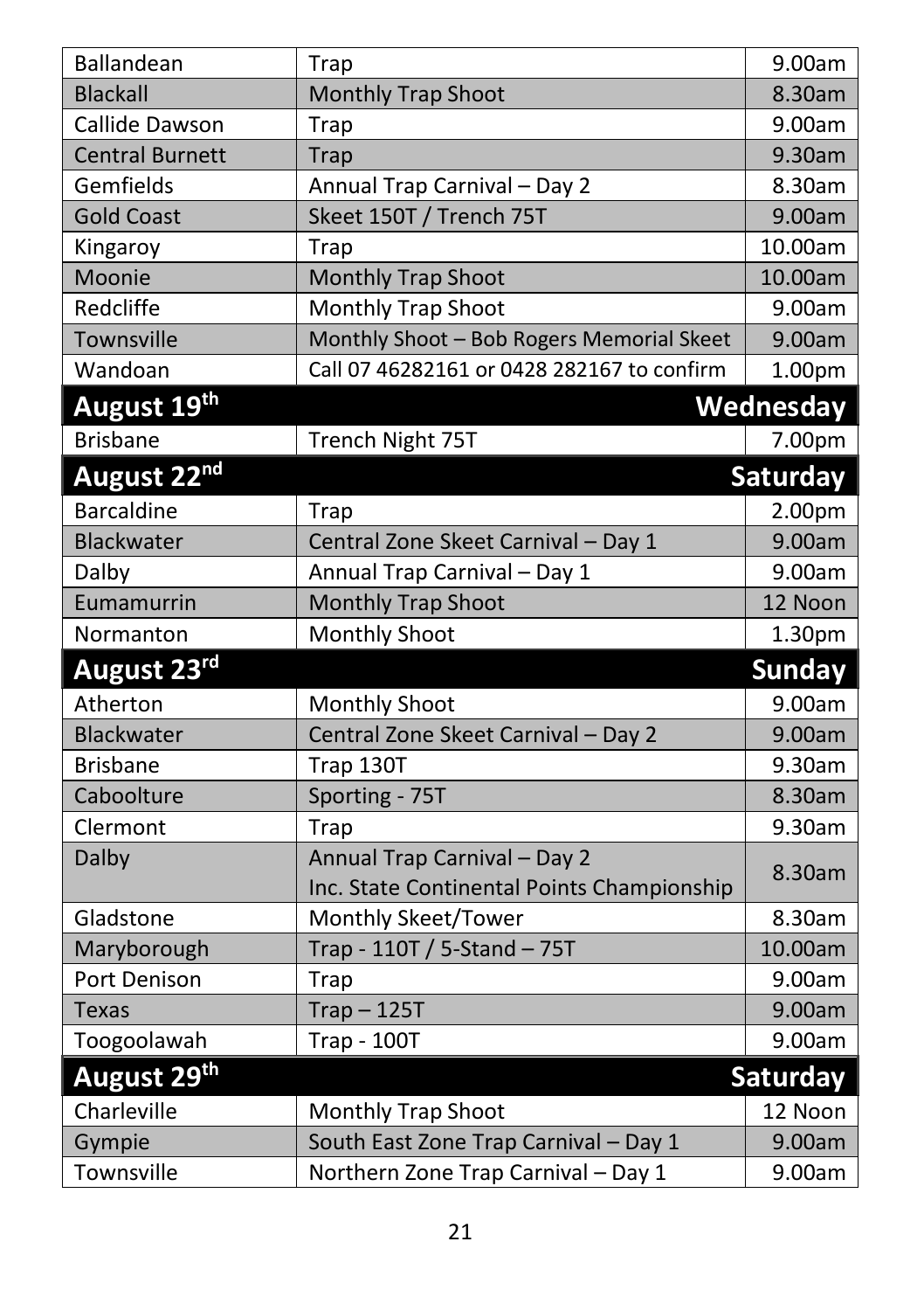| | | |
|---|---|---|
| Ballandean | Trap | 9.00am |
| Blackall | Monthly Trap Shoot | 8.30am |
| Callide Dawson | Trap | 9.00am |
| Central Burnett | Trap | 9.30am |
| Gemfields | Annual Trap Carnival – Day 2 | 8.30am |
| Gold Coast | Skeet 150T / Trench 75T | 9.00am |
| Kingaroy | Trap | 10.00am |
| Moonie | Monthly Trap Shoot | 10.00am |
| Redcliffe | Monthly Trap Shoot | 9.00am |
| Townsville | Monthly Shoot – Bob Rogers Memorial Skeet | 9.00am |
| Wandoan | Call 07 46282161 or 0428 282167 to confirm | 1.00pm |
| **August 19th** | | **Wednesday** |
| Brisbane | Trench Night 75T | 7.00pm |
| **August 22nd** | | **Saturday** |
| Barcaldine | Trap | 2.00pm |
| Blackwater | Central Zone Skeet Carnival – Day 1 | 9.00am |
| Dalby | Annual Trap Carnival – Day 1 | 9.00am |
| Eumamurrin | Monthly Trap Shoot | 12 Noon |
| Normanton | Monthly Shoot | 1.30pm |
| **August 23rd** | | **Sunday** |
| Atherton | Monthly Shoot | 9.00am |
| Blackwater | Central Zone Skeet Carnival – Day 2 | 9.00am |
| Brisbane | Trap 130T | 9.30am |
| Caboolture | Sporting - 75T | 8.30am |
| Clermont | Trap | 9.30am |
| Dalby | Annual Trap Carnival – Day 2 Inc. State Continental Points Championship | 8.30am |
| Gladstone | Monthly Skeet/Tower | 8.30am |
| Maryborough | Trap - 110T / 5-Stand – 75T | 10.00am |
| Port Denison | Trap | 9.00am |
| Texas | Trap – 125T | 9.00am |
| Toogoolawah | Trap - 100T | 9.00am |
| **August 29th** | | **Saturday** |
| Charleville | Monthly Trap Shoot | 12 Noon |
| Gympie | South East Zone Trap Carnival – Day 1 | 9.00am |
| Townsville | Northern Zone Trap Carnival – Day 1 | 9.00am |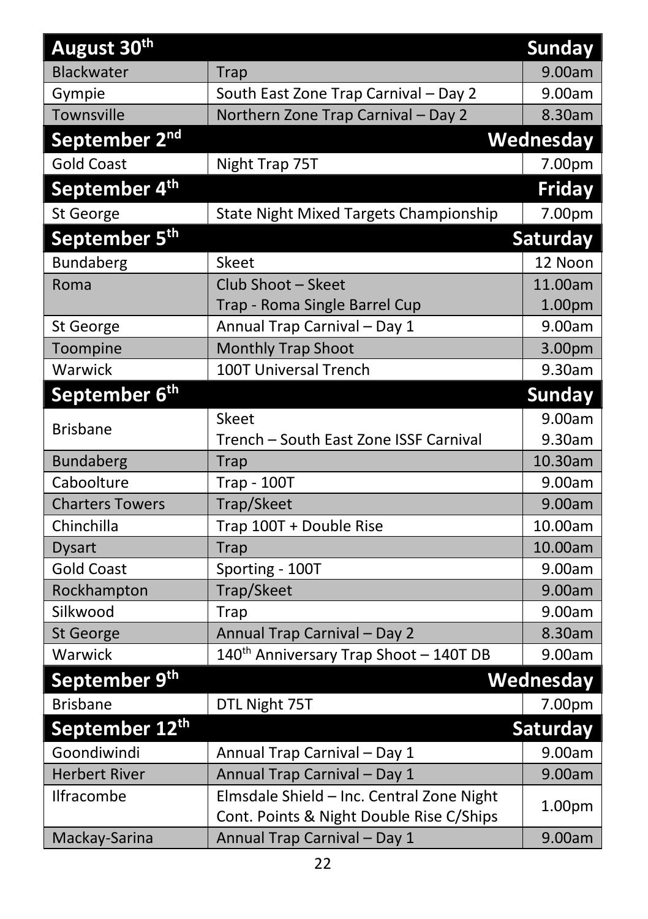| August 30th | | Sunday |
|---|---|---|
| Blackwater | Trap | 9.00am |
| Gympie | South East Zone Trap Carnival – Day 2 | 9.00am |
| Townsville | Northern Zone Trap Carnival – Day 2 | 8.30am |
| **September 2nd** | | **Wednesday** |
| Gold Coast | Night Trap 75T | 7.00pm |
| **September 4th** | | **Friday** |
| St George | State Night Mixed Targets Championship | 7.00pm |
| **September 5th** | | **Saturday** |
| Bundaberg | Skeet | 12 Noon |
| Roma | Club Shoot – Skeet<br>Trap - Roma Single Barrel Cup | 11.00am<br>1.00pm |
| St George | Annual Trap Carnival – Day 1 | 9.00am |
| Toompine | Monthly Trap Shoot | 3.00pm |
| Warwick | 100T Universal Trench | 9.30am |
| **September 6th** | | **Sunday** |
| Brisbane | Skeet<br>Trench – South East Zone ISSF Carnival | 9.00am<br>9.30am |
| Bundaberg | Trap | 10.30am |
| Caboolture | Trap - 100T | 9.00am |
| Charters Towers | Trap/Skeet | 9.00am |
| Chinchilla | Trap 100T + Double Rise | 10.00am |
| Dysart | Trap | 10.00am |
| Gold Coast | Sporting - 100T | 9.00am |
| Rockhampton | Trap/Skeet | 9.00am |
| Silkwood | Trap | 9.00am |
| St George | Annual Trap Carnival – Day 2 | 8.30am |
| Warwick | 140th Anniversary Trap Shoot – 140T DB | 9.00am |
| **September 9th** | | **Wednesday** |
| Brisbane | DTL Night 75T | 7.00pm |
| **September 12th** | | **Saturday** |
| Goondiwindi | Annual Trap Carnival – Day 1 | 9.00am |
| Herbert River | Annual Trap Carnival – Day 1 | 9.00am |
| Ilfracombe | Elmsdale Shield – Inc. Central Zone Night Cont. Points & Night Double Rise C/Ships | 1.00pm |
| Mackay-Sarina | Annual Trap Carnival – Day 1 | 9.00am |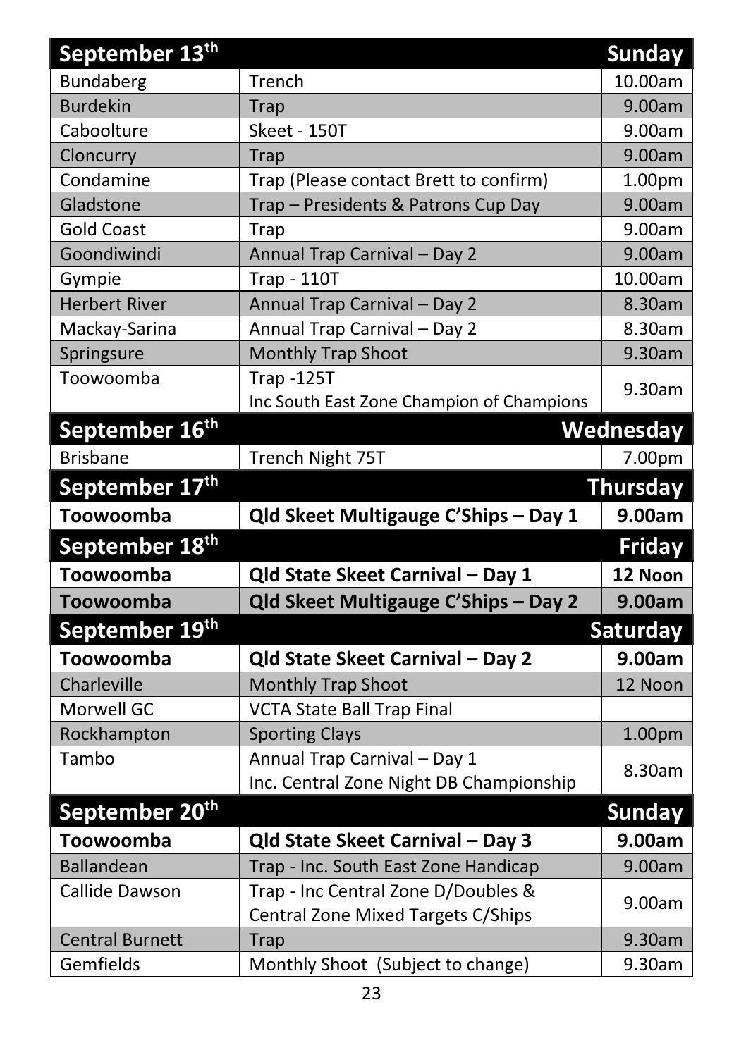| September 13th | | Sunday |
|---|---|---|
| Bundaberg | Trench | 10.00am |
| Burdekin | Trap | 9.00am |
| Caboolture | Skeet - 150T | 9.00am |
| Cloncurry | Trap | 9.00am |
| Condamine | Trap (Please contact Brett to confirm) | 1.00pm |
| Gladstone | Trap – Presidents & Patrons Cup Day | 9.00am |
| Gold Coast | Trap | 9.00am |
| Goondiwindi | Annual Trap Carnival – Day 2 | 9.00am |
| Gympie | Trap - 110T | 10.00am |
| Herbert River | Annual Trap Carnival – Day 2 | 8.30am |
| Mackay-Sarina | Annual Trap Carnival – Day 2 | 8.30am |
| Springsure | Monthly Trap Shoot | 9.30am |
| Toowoomba | Trap -125T Inc South East Zone Champion of Champions | 9.30am |
| **September 16th** | | **Wednesday** |
| Brisbane | Trench Night 75T | 7.00pm |
| **September 17th** | | **Thursday** |
| **Toowoomba** | **Qld Skeet Multigauge C'Ships – Day 1** | **9.00am** |
| **September 18th** | | **Friday** |
| **Toowoomba** | **Qld State Skeet Carnival – Day 1** | **12 Noon** |
| **Toowoomba** | **Qld Skeet Multigauge C'Ships – Day 2** | **9.00am** |
| **September 19th** | | **Saturday** |
| **Toowoomba** | **Qld State Skeet Carnival – Day 2** | **9.00am** |
| Charleville | Monthly Trap Shoot | 12 Noon |
| Morwell GC | VCTA State Ball Trap Final | |
| Rockhampton | Sporting Clays | 1.00pm |
| Tambo | Annual Trap Carnival – Day 1 Inc. Central Zone Night DB Championship | 8.30am |
| **September 20th** | | **Sunday** |
| **Toowoomba** | **Qld State Skeet Carnival – Day 3** | **9.00am** |
| Ballandean | Trap - Inc. South East Zone Handicap | 9.00am |
| Callide Dawson | Trap - Inc Central Zone D/Doubles & Central Zone Mixed Targets C/Ships | 9.00am |
| Central Burnett | Trap | 9.30am |
| Gemfields | Monthly Shoot (Subject to change) | 9.30am |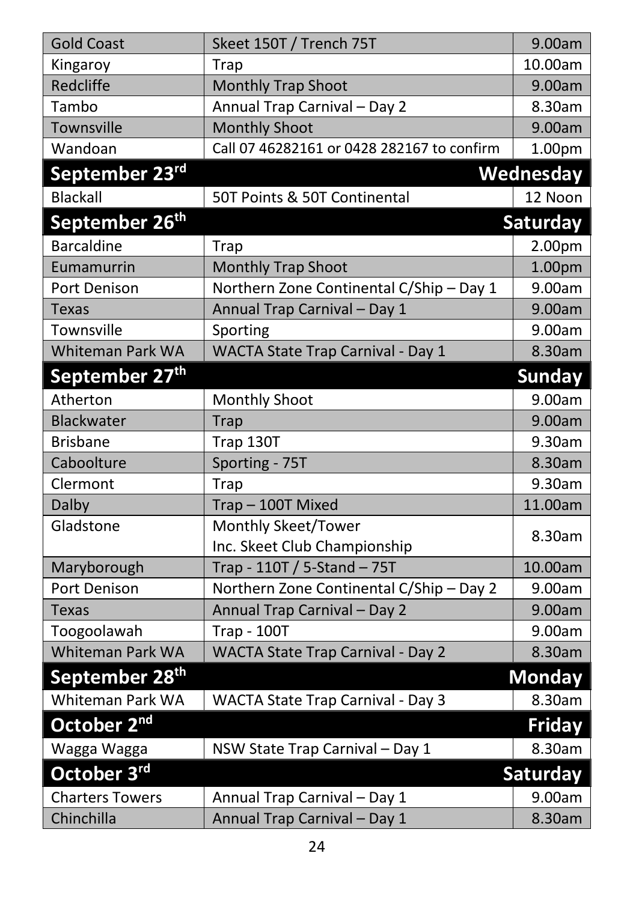| | | |
|---|---|---|
| Gold Coast | Skeet 150T / Trench 75T | 9.00am |
| Kingaroy | Trap | 10.00am |
| Redcliffe | Monthly Trap Shoot | 9.00am |
| Tambo | Annual Trap Carnival – Day 2 | 8.30am |
| Townsville | Monthly Shoot | 9.00am |
| Wandoan | Call 07 46282161 or 0428 282167 to confirm | 1.00pm |
| **September 23rd** | | **Wednesday** |
| Blackall | 50T Points & 50T Continental | 12 Noon |
| **September 26th** | | **Saturday** |
| Barcaldine | Trap | 2.00pm |
| Eumamurrin | Monthly Trap Shoot | 1.00pm |
| Port Denison | Northern Zone Continental C/Ship – Day 1 | 9.00am |
| Texas | Annual Trap Carnival – Day 1 | 9.00am |
| Townsville | Sporting | 9.00am |
| Whiteman Park WA | WACTA State Trap Carnival - Day 1 | 8.30am |
| **September 27th** | | **Sunday** |
| Atherton | Monthly Shoot | 9.00am |
| Blackwater | Trap | 9.00am |
| Brisbane | Trap 130T | 9.30am |
| Caboolture | Sporting - 75T | 8.30am |
| Clermont | Trap | 9.30am |
| Dalby | Trap – 100T Mixed | 11.00am |
| Gladstone | Monthly Skeet/Tower Inc. Skeet Club Championship | 8.30am |
| Maryborough | Trap - 110T / 5-Stand – 75T | 10.00am |
| Port Denison | Northern Zone Continental C/Ship – Day 2 | 9.00am |
| Texas | Annual Trap Carnival – Day 2 | 9.00am |
| Toogoolawah | Trap - 100T | 9.00am |
| Whiteman Park WA | WACTA State Trap Carnival - Day 2 | 8.30am |
| **September 28th** | | **Monday** |
| Whiteman Park WA | WACTA State Trap Carnival - Day 3 | 8.30am |
| **October 2nd** | | **Friday** |
| Wagga Wagga | NSW State Trap Carnival – Day 1 | 8.30am |
| **October 3rd** | | **Saturday** |
| Charters Towers | Annual Trap Carnival – Day 1 | 9.00am |
| Chinchilla | Annual Trap Carnival – Day 1 | 8.30am |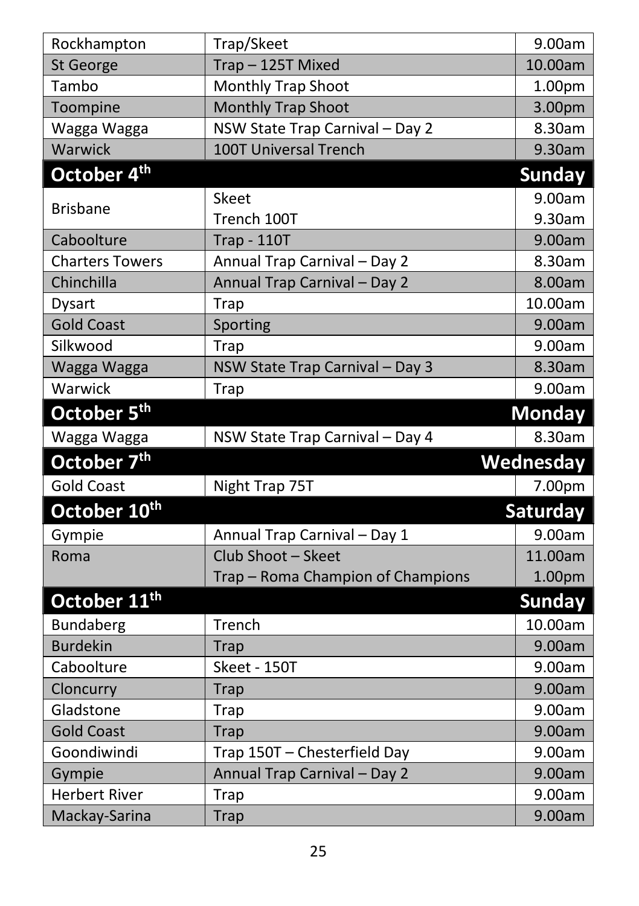| | | |
|---|---|---|
| Rockhampton | Trap/Skeet | 9.00am |
| St George | Trap – 125T Mixed | 10.00am |
| Tambo | Monthly Trap Shoot | 1.00pm |
| Toompine | Monthly Trap Shoot | 3.00pm |
| Wagga Wagga | NSW State Trap Carnival – Day 2 | 8.30am |
| Warwick | 100T Universal Trench | 9.30am |
| **October 4th** | | **Sunday** |
| Brisbane | Skeet<br>Trench 100T | 9.00am<br>9.30am |
| Caboolture | Trap - 110T | 9.00am |
| Charters Towers | Annual Trap Carnival – Day 2 | 8.30am |
| Chinchilla | Annual Trap Carnival – Day 2 | 8.00am |
| Dysart | Trap | 10.00am |
| Gold Coast | Sporting | 9.00am |
| Silkwood | Trap | 9.00am |
| Wagga Wagga | NSW State Trap Carnival – Day 3 | 8.30am |
| Warwick | Trap | 9.00am |
| **October 5th** | | **Monday** |
| Wagga Wagga | NSW State Trap Carnival – Day 4 | 8.30am |
| **October 7th** | | **Wednesday** |
| Gold Coast | Night Trap 75T | 7.00pm |
| **October 10th** | | **Saturday** |
| Gympie | Annual Trap Carnival – Day 1 | 9.00am |
| Roma | Club Shoot – Skeet<br>Trap – Roma Champion of Champions | 11.00am<br>1.00pm |
| **October 11th** | | **Sunday** |
| Bundaberg | Trench | 10.00am |
| Burdekin | Trap | 9.00am |
| Caboolture | Skeet - 150T | 9.00am |
| Cloncurry | Trap | 9.00am |
| Gladstone | Trap | 9.00am |
| Gold Coast | Trap | 9.00am |
| Goondiwindi | Trap 150T – Chesterfield Day | 9.00am |
| Gympie | Annual Trap Carnival – Day 2 | 9.00am |
| Herbert River | Trap | 9.00am |
| Mackay-Sarina | Trap | 9.00am |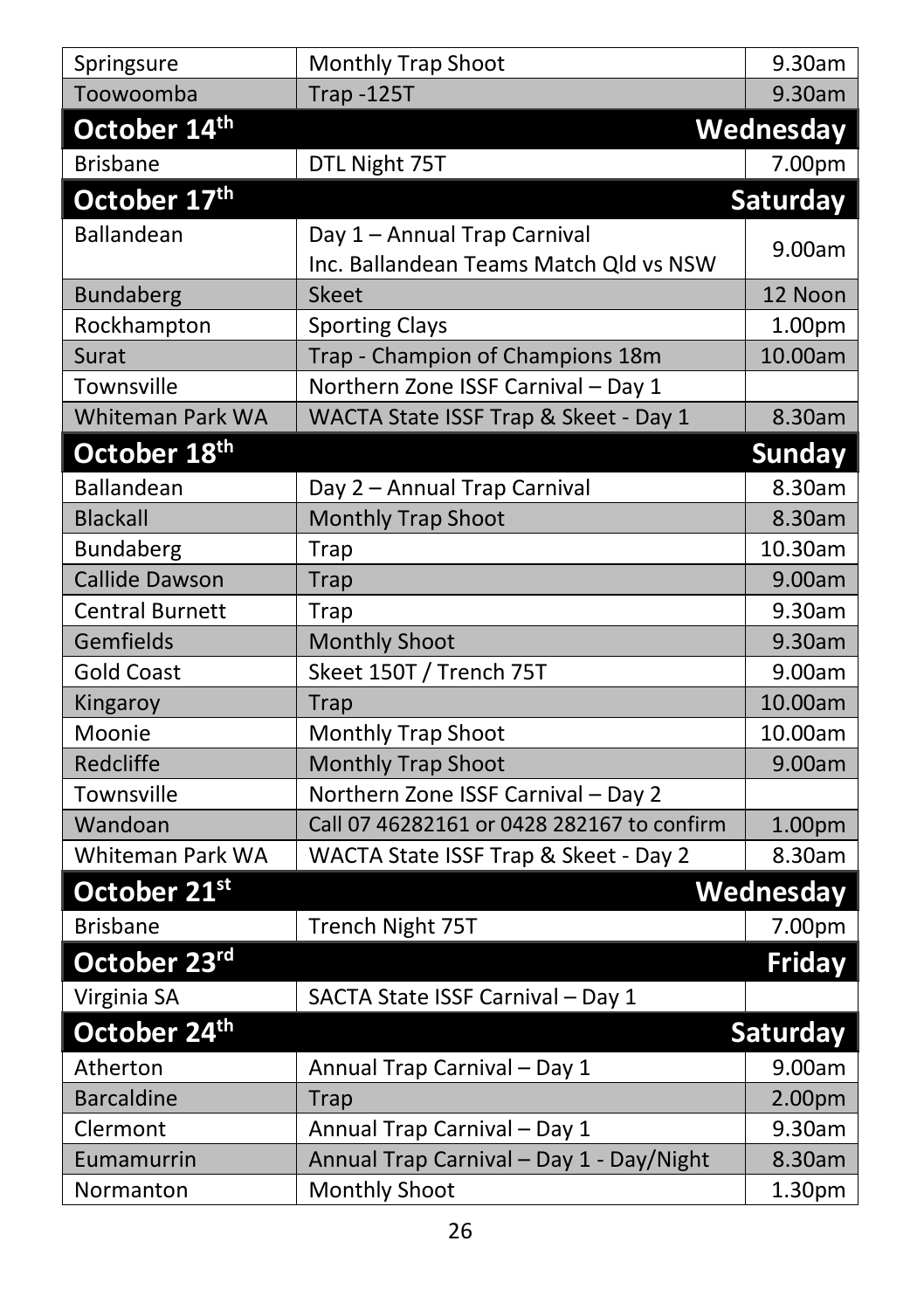| | | |
|---|---|---|
| Springsure | Monthly Trap Shoot | 9.30am |
| Toowoomba | Trap -125T | 9.30am |
| **October 14th** | | **Wednesday** |
| Brisbane | DTL Night 75T | 7.00pm |
| **October 17th** | | **Saturday** |
| Ballandean | Day 1 – Annual Trap Carnival Inc. Ballandean Teams Match Qld vs NSW | 9.00am |
| Bundaberg | Skeet | 12 Noon |
| Rockhampton | Sporting Clays | 1.00pm |
| Surat | Trap - Champion of Champions 18m | 10.00am |
| Townsville | Northern Zone ISSF Carnival – Day 1 | |
| Whiteman Park WA | WACTA State ISSF Trap & Skeet - Day 1 | 8.30am |
| **October 18th** | | **Sunday** |
| Ballandean | Day 2 – Annual Trap Carnival | 8.30am |
| Blackall | Monthly Trap Shoot | 8.30am |
| Bundaberg | Trap | 10.30am |
| Callide Dawson | Trap | 9.00am |
| Central Burnett | Trap | 9.30am |
| Gemfields | Monthly Shoot | 9.30am |
| Gold Coast | Skeet 150T / Trench 75T | 9.00am |
| Kingaroy | Trap | 10.00am |
| Moonie | Monthly Trap Shoot | 10.00am |
| Redcliffe | Monthly Trap Shoot | 9.00am |
| Townsville | Northern Zone ISSF Carnival – Day 2 | |
| Wandoan | Call 07 46282161 or 0428 282167 to confirm | 1.00pm |
| Whiteman Park WA | WACTA State ISSF Trap & Skeet - Day 2 | 8.30am |
| **October 21st** | | **Wednesday** |
| Brisbane | Trench Night 75T | 7.00pm |
| **October 23rd** | | **Friday** |
| Virginia SA | SACTA State ISSF Carnival – Day 1 | |
| **October 24th** | | **Saturday** |
| Atherton | Annual Trap Carnival – Day 1 | 9.00am |
| Barcaldine | Trap | 2.00pm |
| Clermont | Annual Trap Carnival – Day 1 | 9.30am |
| Eumamurrin | Annual Trap Carnival – Day 1 - Day/Night | 8.30am |
| Normanton | Monthly Shoot | 1.30pm |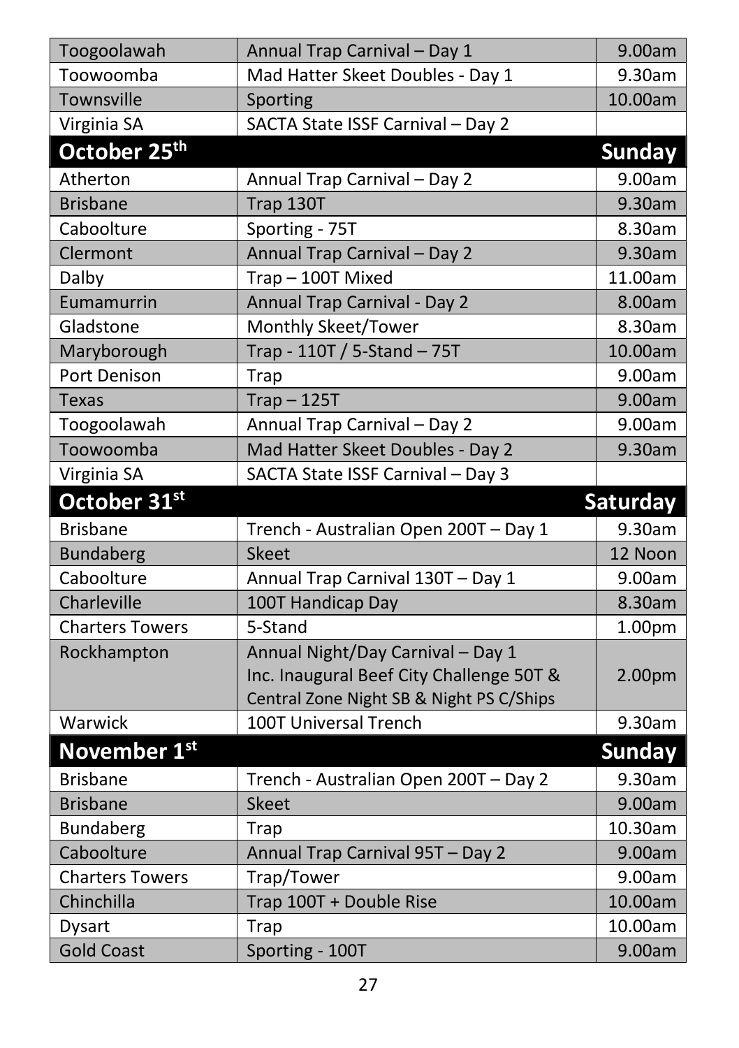| | | |
|---|---|---|
| Toogoolawah | Annual Trap Carnival – Day 1 | 9.00am |
| Toowoomba | Mad Hatter Skeet Doubles - Day 1 | 9.30am |
| Townsville | Sporting | 10.00am |
| Virginia SA | SACTA State ISSF Carnival – Day 2 | |
| **October 25th** | | **Sunday** |
| Atherton | Annual Trap Carnival – Day 2 | 9.00am |
| Brisbane | Trap 130T | 9.30am |
| Caboolture | Sporting - 75T | 8.30am |
| Clermont | Annual Trap Carnival – Day 2 | 9.30am |
| Dalby | Trap – 100T Mixed | 11.00am |
| Eumamurrin | Annual Trap Carnival - Day 2 | 8.00am |
| Gladstone | Monthly Skeet/Tower | 8.30am |
| Maryborough | Trap - 110T / 5-Stand – 75T | 10.00am |
| Port Denison | Trap | 9.00am |
| Texas | Trap – 125T | 9.00am |
| Toogoolawah | Annual Trap Carnival – Day 2 | 9.00am |
| Toowoomba | Mad Hatter Skeet Doubles - Day 2 | 9.30am |
| Virginia SA | SACTA State ISSF Carnival – Day 3 | |
| **October 31st** | | **Saturday** |
| Brisbane | Trench - Australian Open 200T – Day 1 | 9.30am |
| Bundaberg | Skeet | 12 Noon |
| Caboolture | Annual Trap Carnival 130T – Day 1 | 9.00am |
| Charleville | 100T Handicap Day | 8.30am |
| Charters Towers | 5-Stand | 1.00pm |
| Rockhampton | Annual Night/Day Carnival – Day 1 Inc. Inaugural Beef City Challenge 50T & Central Zone Night SB & Night PS C/Ships | 2.00pm |
| Warwick | 100T Universal Trench | 9.30am |
| **November 1st** | | **Sunday** |
| Brisbane | Trench - Australian Open 200T – Day 2 | 9.30am |
| Brisbane | Skeet | 9.00am |
| Bundaberg | Trap | 10.30am |
| Caboolture | Annual Trap Carnival 95T – Day 2 | 9.00am |
| Charters Towers | Trap/Tower | 9.00am |
| Chinchilla | Trap 100T + Double Rise | 10.00am |
| Dysart | Trap | 10.00am |
| Gold Coast | Sporting - 100T | 9.00am |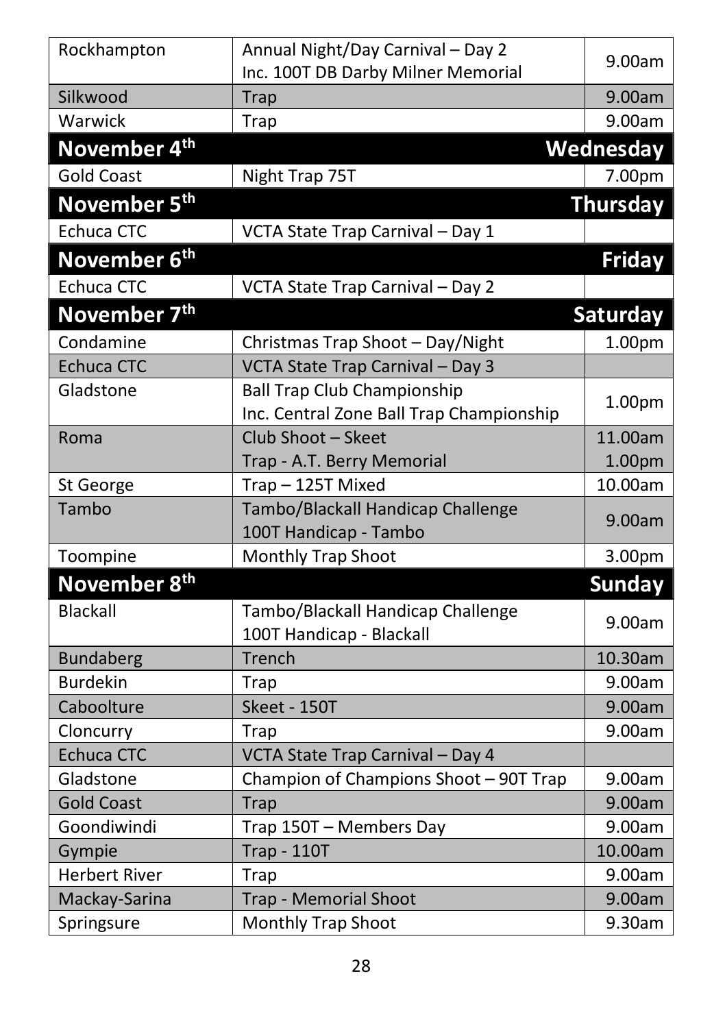| | | |
|---|---|---|
| Rockhampton | Annual Night/Day Carnival – Day 2<br>Inc. 100T DB Darby Milner Memorial | 9.00am |
| Silkwood | Trap | 9.00am |
| Warwick | Trap | 9.00am |
| **November 4th** | | **Wednesday** |
| Gold Coast | Night Trap 75T | 7.00pm |
| **November 5th** | | **Thursday** |
| Echuca CTC | VCTA State Trap Carnival – Day 1 | |
| **November 6th** | | **Friday** |
| Echuca CTC | VCTA State Trap Carnival – Day 2 | |
| **November 7th** | | **Saturday** |
| Condamine | Christmas Trap Shoot – Day/Night | 1.00pm |
| Echuca CTC | VCTA State Trap Carnival – Day 3 | |
| Gladstone | Ball Trap Club Championship<br>Inc. Central Zone Ball Trap Championship | 1.00pm |
| Roma | Club Shoot – Skeet<br>Trap - A.T. Berry Memorial | 11.00am<br>1.00pm |
| St George | Trap – 125T Mixed | 10.00am |
| Tambo | Tambo/Blackall Handicap Challenge<br>100T Handicap - Tambo | 9.00am |
| Toompine | Monthly Trap Shoot | 3.00pm |
| **November 8th** | | **Sunday** |
| Blackall | Tambo/Blackall Handicap Challenge<br>100T Handicap - Blackall | 9.00am |
| Bundaberg | Trench | 10.30am |
| Burdekin | Trap | 9.00am |
| Caboolture | Skeet - 150T | 9.00am |
| Cloncurry | Trap | 9.00am |
| Echuca CTC | VCTA State Trap Carnival – Day 4 | |
| Gladstone | Champion of Champions Shoot – 90T Trap | 9.00am |
| Gold Coast | Trap | 9.00am |
| Goondiwindi | Trap 150T – Members Day | 9.00am |
| Gympie | Trap - 110T | 10.00am |
| Herbert River | Trap | 9.00am |
| Mackay-Sarina | Trap - Memorial Shoot | 9.00am |
| Springsure | Monthly Trap Shoot | 9.30am |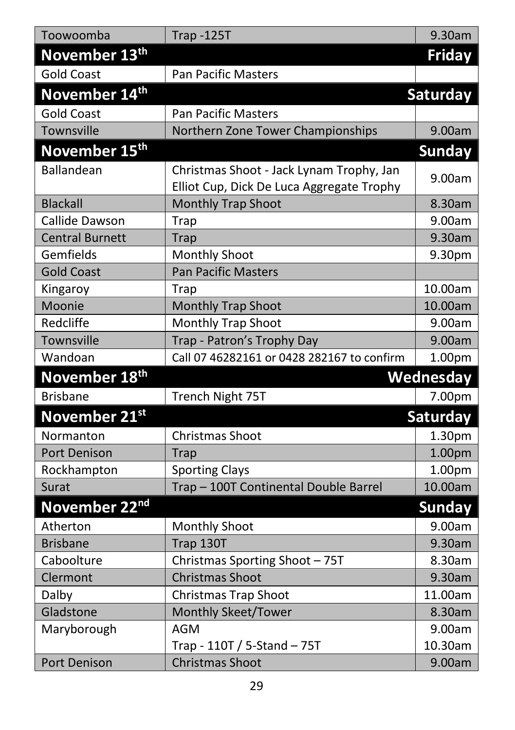| Toowoomba | Trap -125T | 9.30am |
|---|---|---|
| **November 13th** | | **Friday** |
| Gold Coast | Pan Pacific Masters | |
| **November 14th** | | **Saturday** |
| Gold Coast | Pan Pacific Masters | |
| Townsville | Northern Zone Tower Championships | 9.00am |
| **November 15th** | | **Sunday** |
| Ballandean | Christmas Shoot - Jack Lynam Trophy, Jan Elliot Cup, Dick De Luca Aggregate Trophy | 9.00am |
| Blackall | Monthly Trap Shoot | 8.30am |
| Callide Dawson | Trap | 9.00am |
| Central Burnett | Trap | 9.30am |
| Gemfields | Monthly Shoot | 9.30pm |
| Gold Coast | Pan Pacific Masters | |
| Kingaroy | Trap | 10.00am |
| Moonie | Monthly Trap Shoot | 10.00am |
| Redcliffe | Monthly Trap Shoot | 9.00am |
| Townsville | Trap - Patron's Trophy Day | 9.00am |
| Wandoan | Call 07 46282161 or 0428 282167 to confirm | 1.00pm |
| **November 18th** | | **Wednesday** |
| Brisbane | Trench Night 75T | 7.00pm |
| **November 21st** | | **Saturday** |
| Normanton | Christmas Shoot | 1.30pm |
| Port Denison | Trap | 1.00pm |
| Rockhampton | Sporting Clays | 1.00pm |
| Surat | Trap – 100T Continental Double Barrel | 10.00am |
| **November 22nd** | | **Sunday** |
| Atherton | Monthly Shoot | 9.00am |
| Brisbane | Trap 130T | 9.30am |
| Caboolture | Christmas Sporting Shoot – 75T | 8.30am |
| Clermont | Christmas Shoot | 9.30am |
| Dalby | Christmas Trap Shoot | 11.00am |
| Gladstone | Monthly Skeet/Tower | 8.30am |
| Maryborough | AGM<br>Trap - 110T / 5-Stand – 75T | 9.00am<br>10.30am |
| Port Denison | Christmas Shoot | 9.00am |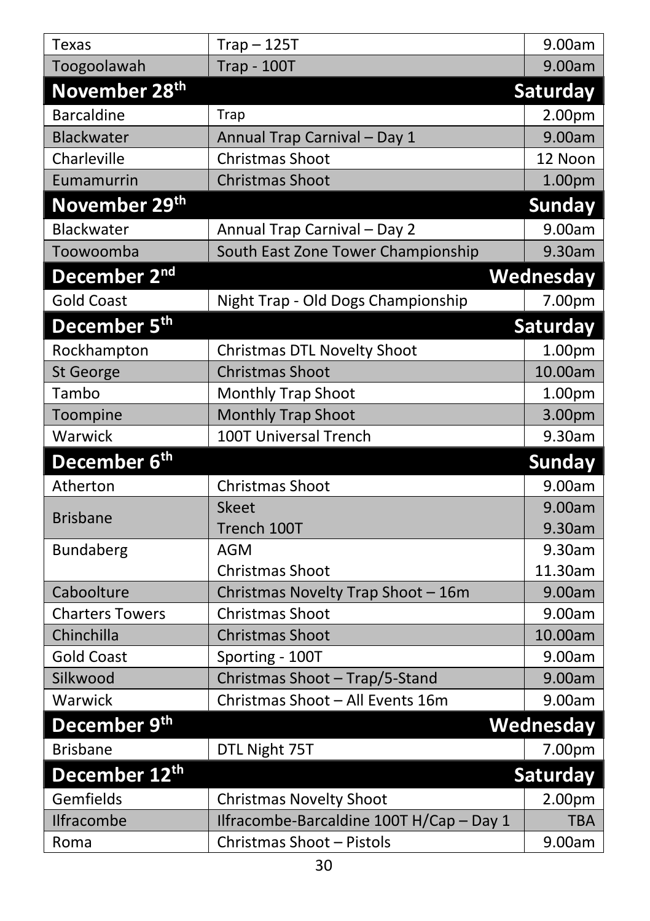| | | |
|---|---|---|
| Texas | Trap – 125T | 9.00am |
| Toogoolawah | Trap - 100T | 9.00am |
| **November 28th** | | **Saturday** |
| Barcaldine | Trap | 2.00pm |
| Blackwater | Annual Trap Carnival – Day 1 | 9.00am |
| Charleville | Christmas Shoot | 12 Noon |
| Eumamurrin | Christmas Shoot | 1.00pm |
| **November 29th** | | **Sunday** |
| Blackwater | Annual Trap Carnival – Day 2 | 9.00am |
| Toowoomba | South East Zone Tower Championship | 9.30am |
| **December 2nd** | | **Wednesday** |
| Gold Coast | Night Trap - Old Dogs Championship | 7.00pm |
| **December 5th** | | **Saturday** |
| Rockhampton | Christmas DTL Novelty Shoot | 1.00pm |
| St George | Christmas Shoot | 10.00am |
| Tambo | Monthly Trap Shoot | 1.00pm |
| Toompine | Monthly Trap Shoot | 3.00pm |
| Warwick | 100T Universal Trench | 9.30am |
| **December 6th** | | **Sunday** |
| Atherton | Christmas Shoot | 9.00am |
| Brisbane | Skeet<br>Trench 100T | 9.00am<br>9.30am |
| Bundaberg | AGM<br>Christmas Shoot | 9.30am<br>11.30am |
| Caboolture | Christmas Novelty Trap Shoot – 16m | 9.00am |
| Charters Towers | Christmas Shoot | 9.00am |
| Chinchilla | Christmas Shoot | 10.00am |
| Gold Coast | Sporting - 100T | 9.00am |
| Silkwood | Christmas Shoot – Trap/5-Stand | 9.00am |
| Warwick | Christmas Shoot – All Events 16m | 9.00am |
| **December 9th** | | **Wednesday** |
| Brisbane | DTL Night 75T | 7.00pm |
| **December 12th** | | **Saturday** |
| Gemfields | Christmas Novelty Shoot | 2.00pm |
| Ilfracombe | Ilfracombe-Barcaldine 100T H/Cap – Day 1 | TBA |
| Roma | Christmas Shoot – Pistols | 9.00am |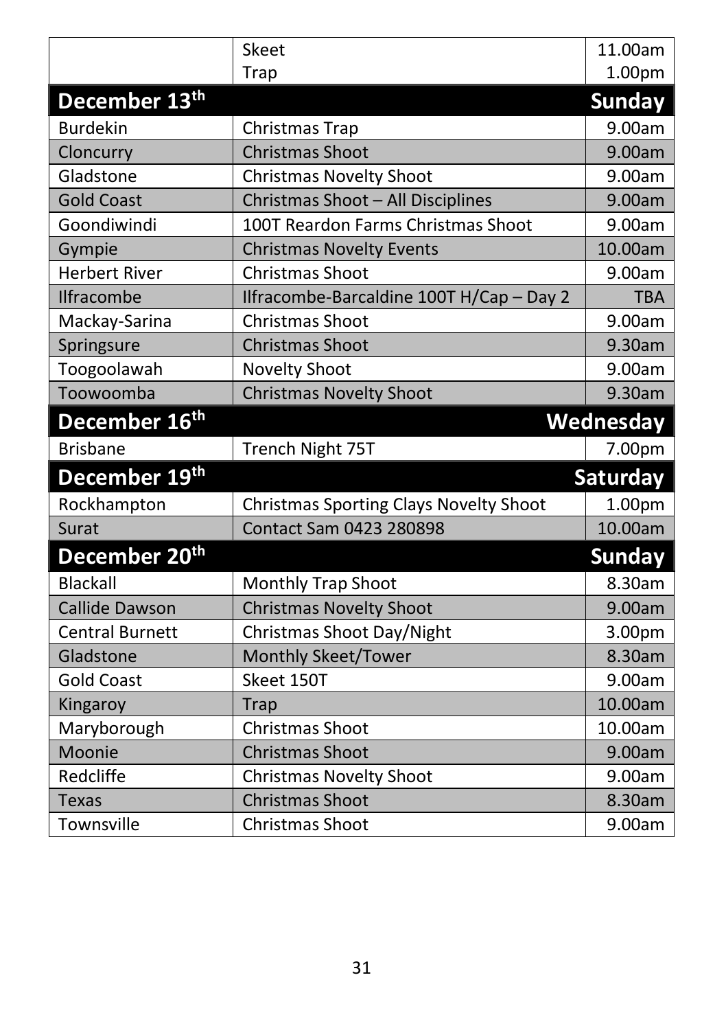| | | |
|---|---|---|
| | Skeet | 11.00am |
| | Trap | 1.00pm |
| **December 13th** | | **Sunday** |
| Burdekin | Christmas Trap | 9.00am |
| Cloncurry | Christmas Shoot | 9.00am |
| Gladstone | Christmas Novelty Shoot | 9.00am |
| Gold Coast | Christmas Shoot – All Disciplines | 9.00am |
| Goondiwindi | 100T Reardon Farms Christmas Shoot | 9.00am |
| Gympie | Christmas Novelty Events | 10.00am |
| Herbert River | Christmas Shoot | 9.00am |
| Ilfracombe | Ilfracombe-Barcaldine 100T H/Cap – Day 2 | TBA |
| Mackay-Sarina | Christmas Shoot | 9.00am |
| Springsure | Christmas Shoot | 9.30am |
| Toogoolawah | Novelty Shoot | 9.00am |
| Toowoomba | Christmas Novelty Shoot | 9.30am |
| **December 16th** | | **Wednesday** |
| Brisbane | Trench Night 75T | 7.00pm |
| **December 19th** | | **Saturday** |
| Rockhampton | Christmas Sporting Clays Novelty Shoot | 1.00pm |
| Surat | Contact Sam 0423 280898 | 10.00am |
| **December 20th** | | **Sunday** |
| Blackall | Monthly Trap Shoot | 8.30am |
| Callide Dawson | Christmas Novelty Shoot | 9.00am |
| Central Burnett | Christmas Shoot Day/Night | 3.00pm |
| Gladstone | Monthly Skeet/Tower | 8.30am |
| Gold Coast | Skeet 150T | 9.00am |
| Kingaroy | Trap | 10.00am |
| Maryborough | Christmas Shoot | 10.00am |
| Moonie | Christmas Shoot | 9.00am |
| Redcliffe | Christmas Novelty Shoot | 9.00am |
| Texas | Christmas Shoot | 8.30am |
| Townsville | Christmas Shoot | 9.00am |